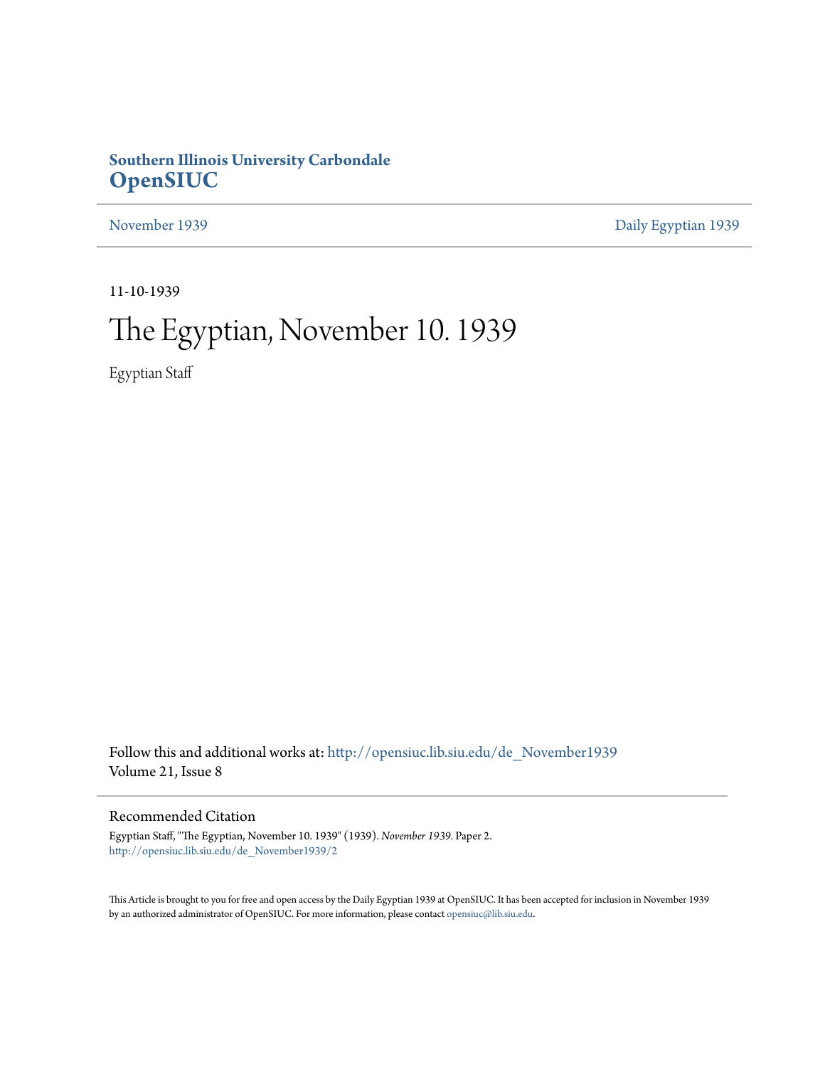**Southern Illinois University Carbondale**
# OpenSIUC

November 1939 | Daily Egyptian 1939

11-10-1939

# The Egyptian, November 10. 1939

Egyptian Staff

Follow this and additional works at: http://opensiuc.lib.siu.edu/de_November1939
Volume 21, Issue 8

## Recommended Citation

Egyptian Staff, "The Egyptian, November 10. 1939" (1939). *November 1939.* Paper 2.
http://opensiuc.lib.siu.edu/de_November1939/2

This Article is brought to you for free and open access by the Daily Egyptian 1939 at OpenSIUC. It has been accepted for inclusion in November 1939 by an authorized administrator of OpenSIUC. For more information, please contact opensiuc@lib.siu.edu.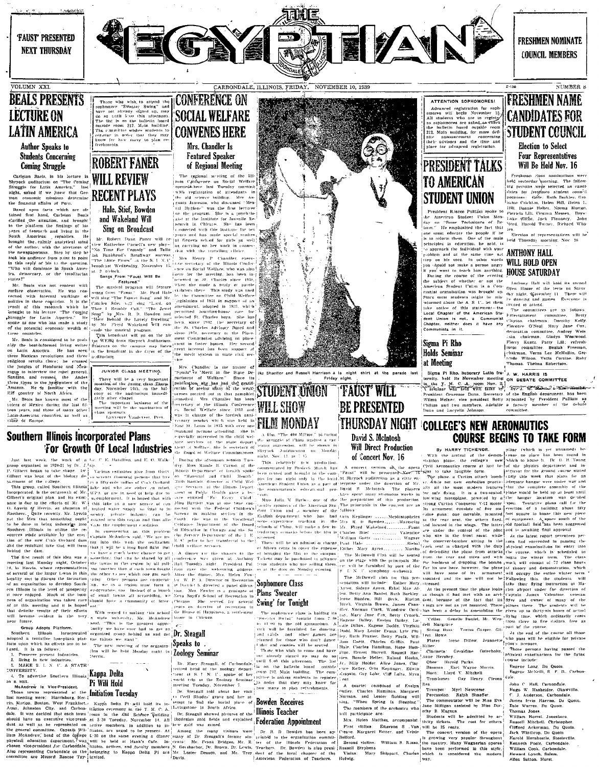'FAUST' PRESENTED NEXT THURSDAY

# THE EGYPTIAN

FRESHMEN NOMINATE COUNCIL MEMBERS

VOLUMN XXI. CARBONDALE, ILLINOIS, FRIDAY, NOVEMBER 10, 1939 NUMBER 8

## BEALS PRESENTS LECTURE ON LATIN AMERICA

### Author Speaks to Students Concerning Coming Struggle

Carleton Beals, in his lecture in Shryock auditorium on "The Coming Struggle for Latin America," last night, asked if we knew that German economic missions determine the financial affairs of Peru.

Based upon facts which are obtained first hand, Carleton Beals clarified the situation, and brought to the platform the findings of his years of research and living in the South American republics. He brought the calmly analytical mind of the author, with the alertness of the newspaperman. Step by step he took his audience from point to point in the reply of his to the question, "Who will dominate in South America, democracy, or the totalitarian states?"

Mr. Beals was not content with surface observation. He was concerned with internal workings of politics in these countries. It is the result of this research which he brought to his lecture "The Coming Struggle for Latin America." He spoke as one who has made a study of the potential economic wealth of these countries.

Mr. Beals is considered to be probably the best-informed living writer on Latin America. He has seen three Mexican revolutions and three religious revolts there; he crossed the jungles of Honduras and Nicaragua to interview the rebel general, Sandino, and crossed the Andes three times to the headwaters of the Amazon. He is familiar with the Rif country of North Africa.

Mr. Beals has known most of the rulers of Mexico during the last fifteen years, and those of many other Latin-American countries, as well as those of Europe.

Those who wish to attend the sophomore "Sweater Swing" and have not already signed up, may do so until 5:00 this afternoon. The list is on the bulletin board outside room 212, Main building. The committee wishes students to register in order that they may know for how many to plan refreshments.

## ROBERT FANER WILL REVIEW RECENT PLAYS

### Hale, Stief, Bowden and Wakeland Will Sing on Broadcast

Mr. Robert Dunn Faner will review Katherine Cornell's new play—"No Time For Comedy" and Tallulah Bankhead's Broadway success, "The Little Foxes" on the S. I. N. U. broadcast Wednesday, November 15, at 2 o'clock.

#### Songs From "Faust Will Be Featured."

The musical program will feature songs from "Faust." Mr. Paul Hale will sing "The Flower Song" and Mr. Charles Stief, will sing "Lord, on Thee I Humbly Call." "The Jewel Song" by Mrs. R. D. Bowden and "Here Behold the Lovely Dwelling" by Mr. Floyd Wakeland will conclude the musical program.

This broadcast will go on the air via WEBQ from Shryock Auditorium. Students on the campus may listen to the broadcast in the foyer of the auditorium.

**JUNIOR CLASS MEETING.**

There will be a very important meeting of the junior class Thursday, November 16th, on the balcony of the auditorium immediately after chapel.

The important business of the meeting will be the nomination of class sponsors.

Lawrence Vandeveer, Pres.

## CONFERENCE ON SOCIAL WELFARE CONVENES HERE

### Mrs. Chandler Is Featured Speaker of Regional Meeting

The regional meeting of the Illinois Conference on Social Welfare opened here last Tuesday morning with registration of attendants in the old science building. Mrs. Augusta Jameson, who discussed "Mental Hygiene" was the first lecturer on the program. She is a psychologist at the Institute for Juvenile Research in Chicago. She has been connected with this institute for ten years and has made special studies at Geneva school for girls as well as carrying on her work in connection with the travelling clinics.

Mrs. Henry P. Chandler, executive secretary of the Illinois Conference on Social Welfare, who was also here for the meeting, has been interested in St. Charles since 1920, when she made a study of parole violators there. This study was used by the Committee on Child Welfare Legislation of 1931 in support of an amendment, adopted in 1933, which permitted boarding-house care for selected St. Charles boys. She has been, since 1932, the secretary of the St. Charles Advisory Board and since 1934, secretary of the Placement Commission advising on placement in foster homes. Her second great interest has been support of the merit system in state civil service.

Mrs. Chandler is the author of "Spoils" vs. "Merit in the State Department of Welfare." Since the publication, she has had the gratification of seeing many of the weaknesses pointed out in that pamphlet remedied. Mrs. Chandler has been secretary of the Illinois Conference on Social Welfare since 1933 and was in charge of the fortieth anniversary session which was held in East St. Louis in 1935 with over one thousand persons attending. She is especially interested in the child welfare services of the state department of welfare. She is secretary of the Board of Welfare Commissioners.

During the afternoon session Tuesday, Miss Maude H. Carson of the Illinois Department of Health spoke on "Maternal and Child Health." Edith Bartlett, director of Child Welfare Services of the Illinois Department of Public Health, gave a lecture entitled "For Every Child." Miss Bartlett was at one time connected with the Federal Children's Bureau in making studies in the South. She was in the Vocational Guidance Department of the Board of Education in Chicago and the Social Service Department of the I. C. R. R. prior to her transferal to the child welfare services.

A dinner for the visitors to the conference was given at Anthony Hall Tuesday night. President Pulliam gave the welcoming address. After the dinner, Mrs. Helen Fowler, W. P. A. Director of Recreation of District 5, directed a panel discussion. Mrs. Fowler is a graduate of Neva Boyd's School of Recreation in Chicago. She served for several years as director of recreation at the House of Happiness, a settlement house in Chicago.

## Dr. Steagall Speaks to Zoology Seminar

Dr. Mary Steagall, of Carbondale, retired head of the zoology department at S. I. N. U., spoke of her world trip at the Zoology Seminar meeting Tuesday, November 7.

Dr. Steagall told about her visit to Cecil Rhodes' grave and her attempt to find the burial place of Livingstone in South Africa.

Dr. Steagall showed pictures of the Rhodesian gold fields and explained how gold was mined.

Among the many visitors were many of Dr. Steagall's former students: Mr. Frank Bridges, Mr. E. N. Gersbacher, Dr. Brown, Dr. Lewis, Mr. Lester Deason, and Mr. Troy Davis.

Ike Shaeffer and Russell Harrison a la night shirt at the parade last Friday night.

## STUDENT UNION WILL SHOW FILM MONDAY

A film, "The 400 Million" picturing the struggle of China against a ravaging aggression, will be shown in Shryock Auditorium on Monday night, Nov. 13, at 7:45.

This relatively new production, commentated by Frederick March, has been rented and brought to the campus for one night only by the local American Student Union as a part of the organization's educational program.

Miss Julia M. Harlow, one of the faculty sponsors of the American Student Union and a member of the English department, who has had some experience teaching in the schools of China, will make a few introductory remarks before the film is screened.

There will be an admission charge of fifteen cents to cover the expense of bringing the film to the campus. Tickets may be purchased in advance from students who are selling them, or at the door on Monday evening.

## Sophomore Class Plans 'Sweater Swing' for Tonight

The sophomore class is holding its "Sweater Swing" tonight from 7:30 to 11:00 in the old gymnasium. A dance band will be furnished for dancing, and cards and other games are planned for those who don't dance. Cider and cookies will be served.

Those who wish to come and have not already signed up may do so until 5:00 this afternoon. The list is on the bulletin board outside room 212, Main building. The committee is asking students to register in order that they may know for how many to plan refreshments.

## Bowden Receives Illinois Teacher Federation Appointment

Dr. R. D. Bowden has been appointed to the organization committee of the Illinois Federation of Teachers. Dr. Bowden is also president of the local chapter of the American Federation of Teachers.

## 'FAUST' WILL BE PRESENTED THURSDAY NIGHT

### David S. McIntosh Will Direct Production of Concert Nov. 16

A concert version of the opera "Faust" will be presented Nov. 16 at Shryock auditorium as a civic enterprise under the direction of Mr. David S. McIntosh. The players have spent many strenuous weeks in the preparation of this production. The principals in the concert are as follows:

Orin Keplinger .......... Mephistopheles
Mrs. R. D. Bowden .......... Marguerite
Mr. Floyd Wakeland .......... Faust
Charles Stief .......... Valentine
William Gaetz .......... Wagner
Paul Hale .......... Siebel
Esther Mary Ayres .......... Martha

The McDowell Club will be seated on the stage with the principals. Music will be furnished by part of the S. I. N. U. symphony orchestra.

The McDowell club for this presentation will include: Esther Mary Ayres, Sidnye Ayres, Ethel Mae Alton, Betty Ann Bandel, Ruth Barkley, Irene Banden, Bill Beck, Marion Birch, Virginia Brown, James Chandler, Norman Clark, Woodrow Cordon, Mary Jane Cox, Betty Crouch, Eugene Dailey, Evelyn Dailey, Laville Dillow, Eugene Dodds, Virginia Dodd, Mary Louise Evans, Lyle Fly, Dr. Ruth Frazier, Betty Frank, William Goetz, Charles Griffin, Paul Hale, Charles Hamilton, Hope Hamilton, Ernest Harrell, Russell Harrison, Bonnie Heller, Roland Hoehn, Dr. Billy Holder, Alice Jones, Clarence Kelley, Orin Keplinger, Edwin Kenyon, Guy Lohr, Cliff Lutz, Myra ...

A quartet composed of Evelyn Dailey, Charles Hamilton, Margaret Norman, and Lester Robling will sing, "When Spring is Sleeping."

The members of the orchestra who will participate are:

Mrs. Helen Matthes, accompanist.

First violins: Emerson S. Van Cleave, Margaret Reiter, and Velda Belford.

Second violins: William S. Rosso, Russell Stephens.

Violas: Mary Shippart, Charles Helwig.

'Cellos: Genelle Daniel, Mr. Wendell Margrave.

String bass: Verma Casper, Gilbert Bone.

Flutes: Irene Dillow, Jeannette Miller.

Clarinets: Geraldine Osterholtz, Anne Hershey.

Oboe: Harold Parks.

Bassoon: Earl Wayne Morris.

Horn: Lloyd V. Mitchell.

Trombones: Guy Henry, Cleona Rea.

Trumpet: Myrl Newcome.

Percussion: Ralph Shaeffer.

The commentator will be Miss Eva Jane Milligan assisted by Miss Dorothy B. Magnus.

Students will be admitted by activity tickets. The cost for others will be 25 cents.

The concert version of the opera is growing very popular throughout the country. Many Wagnerian operas have been performed in this style, which is considered the modern way.

**ATTENTION SOPHOMORES!**

Advanced registration for sophomores will begin November 15. All students who are to register as sophomores are asked to check the bulletin board outside room 212, Main building, for more definite announcement concerning their advisors and the time and place for advanced registration.

## PRESIDENT TALKS TO AMERICAN STUDENT UNION

President Roscoe Pulliam spoke to the American Student Union Monday on "Some Techniques of Reform." He emphasized the fact that one must educate the people if he is to reform them. One of the main principles in education, he said, is to approach the individual with wary problem and at the same time not step on his toes. In other words you should not make a person angry if you want to teach him anything.

During the course of the evening the subject of whether or not the American Student Union is a Communist organization was brought up. Since most students might be misinformed about the A. S. U., let them take notice of this statement—the Local Chapter of the American Student Union is not a Communist Chapter, neither does it have any Communists in it.

## Sigma Pi Rho Holds Seminar at Meeting

Sigma Pi Rho, honorary Latin fraternity, held its November meeting in the Y. M. C. A. room Nov. 2. A seminar was held with talks by President Genevose Dunn, Secretary Wilma Heller, vice president Betty Clifton and two members, Adelaide Dunn and Lucyelle Johnson.

## FRESHMEN NAME CANDIDATES FOR STUDENT COUNCIL

### Election to Select Four Representatives Will Be Held Nov. 16

Freshman class nominations were held yesterday morning. The following persons were selected as candidates for freshmen student council positions: Girls: Ruth Barkley, Gretchen Crichton, Helen Hill, Helen L. Hill, Bonnie Heller, Norma Morton, Patricia Lill, Virginia Messex. Boys: Luke Elliot, Jack Flannery, John Ward, Harold Turner, Richard Whalen.

Election of representatives will be held Thursday morning, Nov. 16.

## ANTHONY HALL WILL HOLD OPEN HOUSE SATURDAY

Anthony Hall will hold its second Open House of the term on Saturday night, November 11. There will be dancing and games. Everyone is invited to attend.

The committees are as follows. Entertainment committee, Betty Clayton, chairman, Dorothy Kelly, Florence O'Neal, Mary Jane Cox; decoration committee, Audrey Weston, chairman, Gladys Westwood, Fleery Kuntz, Patty Lill; refreshment committee, Beulah Freeman, chairman, Verna Lee McMullin, Gertrude Wilson, Veta Corzine, Ruby Thomas, Thelma Robertson.

## J. W. HARRIS IS ON DEBATE COMMITTEE

... of the English department, has been appointed by President Pulliam as a faculty member of the debate committee.

## Southern Illinois Incorporated Plans For Growth Of Local Industries

Just last week, the work of a group organized in 1920-21 by Dr. J. P. Gilbert began to take shape. Dr. Gilbert was head of the biology department of the college.

This group, called Southern Illinois Incorporated, is the outgrowth of Mr. Gilbert's original plan, and its existence is due to the efforts of Mr. W. O. Lyerla of Herrin, an alumnus of Southern. Quite recently, Mr. Lyerla got the idea that something ought to be done to bring industries into Southern Illinois to utilize the resources made available by the erection of the new Crab Orchard dam and the resultant lake that will form behind the dam.

The first result of this idea was a meeting last Monday night, October 30, in Herrin, where representatives of several of the larger towns in this locality met to discuss the formation of an organization to develop Southern Illinois to the level of prosperity it once enjoyed. Much of the business of organization was taken care of at this meeting and it is hoped that definite results of their efforts will become evident in the very near future.

#### Group Adopts Platform.

Southern Illinois Incorporated adopted a tentative four-plank platform upon which its efforts are to be based. It is as follows:

1. Preserve present industries.
2. Bring in new industries.
3. MAKE S. I. N. U. A STATE UNIVERSITY.
4. To advertise Southern Illinois as a unit.

#### McAndrew is Vice-President.

Those towns represented at the last meeting were: Harrisburg, Herrin, Marion, Benton, West Frankfort, Anna, Johnston City, and Carbondale. It was decided that each town should have an executive vice-president as well as be represented on the general committee. Captain William McAndrew, head of the college physical education department, was chosen vice-president for Carbondale. Also representing Carbondale on the committee are Messrs. Roscoe Taylor, C. E. Hamilton, and E. O. Walker.

Various estimates give from thirty to seventy thousand persons that live in a fifty-mile radius of Crab Orchard lake and who are either on relief, WPA, or are in need of help due to unemployment. It is hoped that with this lake as a new source of controlled water supply so vital to industry, private industry can be coaxed into this region and thus alleviate the employment condition.

In commenting on this problem Captain McAndrew said, "We are going into this with the realization that it will be a long hard fight. But we have a much better chance to get something that can be shared by all the towns in the region by all pulling together than if each town fought the other to see which one got each thing. Other persons are cooperative, we as a region must form a co-operative, too. Instead of a bunch of small towns all scrambling, we should have a community of interest."

With regard to making this school a state university, Mr. McAndrew said, "This is the greatest opportunity we have ever had to get an organized group behind us and get the things we want."

The next meeting of the organization will be held Monday night in Herrin.

## Kappa Delta Pi Will Hold Initiation Tuesday

Kappa Delta Pi will hold its initiation ceremony in the Y. M. C. A. room in the Old Science building at 5:30 Tuesday, November 14. All active members, in addition to initiates, are urged to be present. At 6:30 on the same evening a dinner will be held at Hank's Cafe. Initiates, actives, and faculty members belonging to Kappa Delta Pi are invited.

## COLLEGE'S NEW AERONAUTICS COURSE BEGINS TO TAKE FORM

BY HARRY TICHENOR.

With the arrival of the demonstration plane, the college's new Civil Aeronautics course at last begins to take tangible form.

The plane, a Curtiss attack bomber, while not new embodies practically all the most modern features for safe flying. It is a two-seated low wing monoplane, powered by a strong Curtiss Conqueror V-12 motor. Its armament consists of five machine guns; one movable, mounted in the rear seat, the others fixed, and located in the wings. The latter are under the control of the pilot who sits in the front seat, while the observer-bomber sitting in the rear seat is charged with the task of defending the plane from attacks from the rear and sides and with the business of dropping the bombs. For its use here, however, the plane will have none of its armament mounted and its use will not be stressed.

At the present time the plane looks as though it had met with an accident, because of the fact that its wings are not as yet mounted. There has been a delay in assembling the plane (which is yet unnamed) because no place has been found in which to house it. Dr. D. B. Young of the physics department and instructor for the ground course stated early this week that plans for an adequate hangar were under way and that the complete assembly of the plane would be held up at least until the hangar location was decided upon. Tentative plans call for the erection of a building about fifty feet square to house this new piece of equipment. A space south of the old football field has been suggested and is awaiting final approval.

At the latest report seventeen persons had succeeded in passing the physical examinations for entry into the course, which is scheduled to begin the week after the week. The class work will consist of 72 class hours of theory and demonstration, which will occupy the entire winter term. Following this, the students will take their flying instruction at Marion airport under the direction of Captain James Valentine, veteran flyer and owner of many of the planes there. The students will be given up to thirty-six hours of actual flying time, which ordinarily costs from three to five dollars per hour as part of the course.

At the end of the course all those who pass will be eligible for private pilot licenses.

Those persons having passed the physical examinations for the flying course include:

Eugene Long, Du Quoin.
Eugene McNeill, R. F. D., Carbondale.
John C. Hall, Carbondale.
Hugo W. Hasheider, Okawville.
C. J. Anderson, Carbondale.
James Irvin Harriss, Du Quoin.
Dale Warren, Du Quoin.
Thomas Jones.
William Morrel, Jonesboro.
Russell Mitchell, Christopher.
Clifford Ackerman, Du Quoin.
Jack Winthrop, Du Quoin.
Harold Horsbostle, Steeleville.
Kenneth Poole, Carbondale.
William Cook, Carbondale.
Howard Lynch, Salem.
Allen Sutton, Hurst.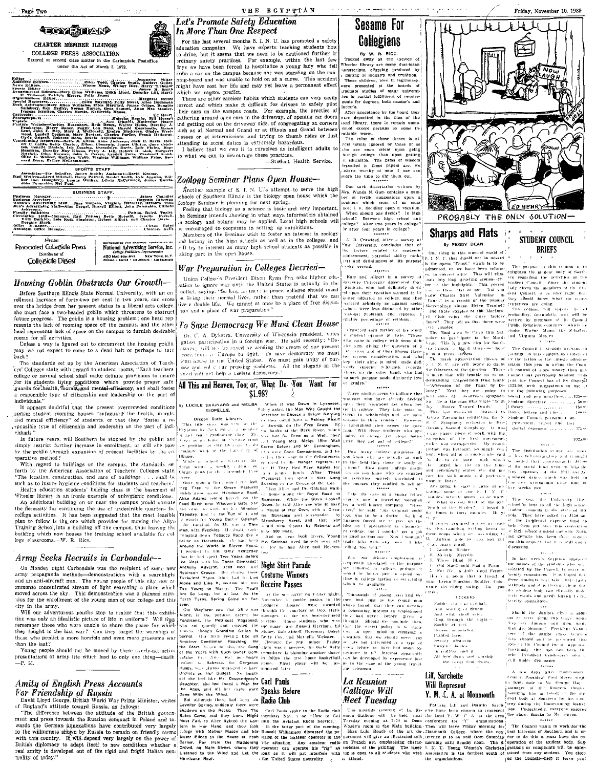# EGYPTIAN

CHARTER MEMBER ILLINOIS COLLEGE PRESS ASSOCIATION

Entered as second class matter in the Carbondale Postoffice under the Act of March 3, 1879.

Editor ... Jeanette Miller
Associate Editors ... Ellen Todd, Charles South, Hulbert Gulley
News Editors ... Wayne Moss, Wilbur Rice, Harry Tickner
Sports Editor ... James M. Smith
Departmental Editors—Mary Ellen Williams, Edith Lloyd, Dorothy Lill, Harry F. Tickner, Patricia Mercer, Polly Sweet
Organizations Editor ... Margaret Reiter
Special Reporters ... Ellen Maynard, Polly Sweet, Allen Buchanan
Desk Assistants—Mary Ellen Williams, Eliza Hayward, James Cripps, Douglas Salisbury, Ken Medley, Norma Horton, Gene Samuel, Anne Mae Stanley, Frances Stratton, Charles Martin, Katherine Mason
Cartoonist ... Ed Henry
Photographers ... Malcolm Hamby, Bill Harrell
Typists ... Ann Schmidt, Katherine Mance
Feature Writers—Carlton Buechner, Beth Bruce, Walter Heine, Dorothy A. Feudsicker, Harry Jones, Peggy Lou Dean, Harold Ronquest, Dorothy Lent, John F. May, Mary J. McDonald, Evelyn Mockross, Gladys Westwood, Lendell Cockrum, Mary Benbow, Charles Parlee, Frank Holloway
Contributing Reporters—Betty N. Allore, Anne Anderson, Jack E. Barth, Robert C. Callis, Betty Clayton, Eileen Clements, James Clinton, Jane Crichton, Lucille Daniels, Iris Dunning, Gwendolyn Davis, Lyle Haley, Hope Hamilton, Dorothy Mae Kliese, Petty A. Lill, Robert H. Link, Margaret Mitchell, Ellen Norman, John E. Parker, Arvalene Peters, Theodore South, Olive E. Walker, Kathryn Webb, Virginia Williams, Wallace Price, Bernard Stern, Esther McCambridge

## SPORTS STAFF

Associates—Joe Schaffer, James Smith; Assistant—David Kruse, Staff Writers—Lloyd Mitchell, Harry Patrick, Daniel Smith, Lyle Appel, Wilbur Don Humphrey, Lumus Walker, Edwin McCormack, James Harris, John Perenchio, Mel Paul.

## BUSINESS STAFF

Business Manager ... James Chandler
Business Secretary ... Eugenia Etherton
Women's Advertising Staff—Jane Simpson, Virginia Marberry, Barbara Todd
Men's Advertising Staff—Ann Tweger, Russell Elliott, John Perenchio, Clifford Ackerman,
Faculty Sponsors ... Patton, Baird, Tapley
Circulation Staff—Manager, Earl Patton; Betty McNeill, Jessie Pyrell, Ruth Kimbley, Lois Ruth Singleton, Robert Elliott and Charles Devine, Dorothy Stark.
Office Manager ... Cletus Baird
Assistant Office Manager ... Clarence Kelly

Member Associated Collegiate Press — Distributor of Collegiate Digest

REPRESENTED FOR NATIONAL ADVERTISING BY National Advertising Service, Inc. College Publishers Representative 420 MADISON AVE. NEW YORK, N.Y. CHICAGO • BOSTON • LOS ANGELES • SAN FRANCISCO

## Housing Goblin Obstructs Our Growth—

Before Southern Illinois State Normal University, with an enrollment increase of forty-two per cent in two years, can cross over the bridge from her present status to a liberal arts college, she must face a two-headed goblin which threatens to obstruct future progress. The goblin is a housing problem; one head represents the lack of rooming space off the campus, and the other head represents lack of space on the campus to furnish desirable rooms for all activities.

Unless a way is figured out to circumvent the housing goblin may we not expect to come to a dead halt or perhaps to turn back?

The standards set up by the American Association of Teachers' Colleges state with regard to student rooms, "Each teachers college or normal school shall make definite provisions to insure for its students living conditions which provide proper safeguards for health, morals, and mental efficiency; and shall foster a responsible type of citizenship and leadership on the part of individuals."

It appears doubtful that the present overcrowded conditions among student rooming houses "safeguard the health, morals, and mental efficiency" of students, or that they "foster a responsible type of citizenship and leadership on the part of individuals."

In future years, will Southern be stopped by the goblin and simply restrict further increase in enrollment, or will she pass by the goblin through expansion of present facilities by the cooperative method?

With regard to buildings on the campus, the standards set forth by the American Association of Teachers' Colleges state, "The location, construction, and care of buildings . . . shall be such as to insure hygienic conditions for students and teachers."

Health education students' holding class in the basement of Wheeler library is an ironic example of unhygienic conditions.

An additional building on or near the campus would obviate the necessity for continuing the use of undesirable quarters for college activities. It has been suggested that the most feasible plan to follow is the one which provides for moving the Allyn Training School into a building off the campus, thus leaving the building which now houses the training school available for college classrooms.—W. R. Rice.

## Army Seeks Recruits in Carbondale—

On Monday night Carbondale was the recipient of some new army propaganda methods—demonstrations with a searchlight and an anti-aircraft gun. The young people of this city saw an immense concentrated stream of light searching a plane which moved across the sky. This demonstration was a planned stimulus for the enrollment of the young men of our college and this city in the army.

Will our adventurous youths stop to realize that this exhibition was only an idealistic picture of life in uniform? Will they remember those who were unable to share the peace for which they fought in the last war? Can they forget the warnings of those who predict a more horrible and even more gruesome war than the last?

Young people should not be moved by these overly-attractive presentations of army life which lead to only one thing—death.
—P. M.

## Amity of English Press Accounts For Friendship of Russia

David Lloyd George, British World War Prime Minister, writes of England's attitude toward Russia, as follows:

"The difference between the attitude of the British government and press towards the Russian conquest in Poland and towards the German annexations have contributed very largely to the willingness shown by Russia to remain on friendly terms with this country. It will depend very largely on the power of British diplomacy to adapt itself to new conditions whether a real amity is developed out of the rigid and frigid Italian neutrality of today."

## Let's Promote Safety Education In More Than One Respect

For the last several months S. I. N. U. has promoted a safety education campaign. We have experts teaching students how to drive, but it seems that we need to be cautioned further in ordinary safety practices. For example, within the last few days we have been forced to hospitalize a young lady who fell from a car on the campus because she was standing on the running-board and was unable to hold on at a curve. This accident might have cost her life and may yet leave a permanent effect which we cannot predict.

There are other careless habits which students can very easily correct and which make it difficult for drivers to safely pilot their cars on the campus roads. For example, the practice of gathering around open cars in the driveway, of opening car doors and getting out on the driveway side, of congregating on corners such as at Normal and Grand or at Illinois and Grand between classes or at intermissions and trying to thumb rides or just attending to social duties is extremely hazardous.

I believe that we owe it to ourselves as intelligent adults to do what we can to discourage these practices.
—Student Health Service.

## Zoology Seminar Plans Open House—

Another example of S. I. N. U.'s attempt to serve the high schools of Southern Illinois is the biology open house which the Zoology Seminar is planning for next spring.

Feeling that biology as a science is basic and very important, the Seminar intends showing in what ways information obtained in zoology and botany may be applied. Local high schools will be encouraged to cooperate in setting up exhibitions.

Members of the Seminar wish to foster an interest in zoology and botany in the high schools as well as in the colleges, and will try to interest as many high school students as possible in taking part in the open house.

## War Preparation in Colleges Decried—

Union College's President Dixon Ryan Fox asks higher education to ignore war until the United States is actually in the conflict, saying, "So long as there is peace, colleges should insist on living their normal lives, rather than pretend that we can live a double life. We cannot at once be a place of free discussion and a place of war preparation."

## To Save Democracy We Must Clean House

Dr. C. A. Dykstra, University of Wisconsin president, votes against participation in a foreign war. He said recently: "Democracy will not be saved by sending the cream of our present generation to Europe to fight. To save democracy we must clean house in the United States. We must gain unity of purpose and solve our pressing problems. All the slogans in the world will not help a useless democracy."

## All This and Heaven, Too; or, What Do You Want for $1.98?

By LUCILE BRAINARD and MELBA RIOPELLE,
Oregon State Library.

This title alone was seen so far (to say nothing of "Grapes of Wrath") ... [illegible portions]

When It was Dawn In Lyonesse, they asked the Man Who Caught the Weather to Chase a Bright Morning so they could have a Peking Picnic at Sun-up, on the Free Grass. By the Banks of the Dark River, which was Not So Deep as a Well, the Young Mrs. Meigs (She Was Carrie Eaton) and Mr. Cunningham, who were Good Companions, ... Hunger Fighters, ... If They Had Four Apples for ... Evening at the Circus of Dr. Lao.

Then All of a Sudden ... Romance. While the Stars Looked Down, ... a House of Her Own, with a Circus Staircase and surrounded by Strawberry Acres, and that she ... Cowboys by Roberts and ... 500 Hats.

... Mr. Galahad lived happily ever after, ... Heaven, Too.

## Night Shirt Parade Costume Winners Receive Passes

At the pep rally on Friday night, November 3, double passes to the Rodgers theater were awarded through the courtesy of Ben Hayes, manager, to the best-costumed persons. Those students who won the passes are Russell Harrison, Ed Studer, Bob Abbott, Rosemary Cohen, Betty Cox, and Mary McGuire.

Because the pep mixer Friday night was a success, the Girls' Rally committee is planning another dance before the first home basketball game. Final plans will be announced later.

## Carl Pauls Speaks Before Radio Club

Carl Pauls spoke to the Radio club Tuesday, Nov. 7, on "How to Get Into the Aviation Radio Service."

In the latter part of the meeting, Russell Williamson discussed the position of the amateur operator in the war situation. Any amateur radio operator can operate his "rig" as long as it will not interfere with the United States neutrality.

# Sesame For Collegians

By W. R. RICE.

Tucked away on the shelves of Wheeler library are many dust-laden manuscripts, offspring produced by a mating of industry and erudition. These children, born in legitimacy, were presented to the boards of graduate studies of many universities in partial fulfillment of requirements for degrees, both master's and doctor's.

After acceptance by the board they were deposited in the files of the local library, there to remain unmolested except perhaps by some insatiable worm.

The value of these theses is almost totally ignored by those of us who are more intent upon going through college than upon getting an education. The gems of wisdom deposited in these papers are, we believe, worthy of note if one can spare the time to dig them out.

One such dissertation written by Mrs. Wanda M. Gunn contains a number of fertile suggestions upon a problem which most of us must face, i. e., deciding upon a vocation. When should one decide? In high school? Between high school and college? After two years in college? Or after four years in college?

A. B. Crawford, after a survey at Yale University, concludes that of the factors related to academic achievement, potential ability ranks first and definiteness of life purpose ranks second.

Katz and Allport in a survey at Syracuse University discovered that students who had definitely decided upon their vocation seemed to be better adjusted in college, and they possessed scholarly as against social values, were less disturbed by other personal problems, and reported a smaller percentage of cribbing.

Crawford says further of his study of student reasons at Yale, "Those who came to college with some definite aim, giving the question of a life career and of their fitness therefor serious consideration, and who kept their aims in mind, made definitely superior scholastic records. Those, on the other hand, who had no such purpose made distinctly lower grades."

These studies seem to indicate that students who have already decided upon their vocations get along better in college. They take more interest in scholarship and are more serious in their conduct. However, a farsighted view raises the question, "Will those students who specialize in college get along better after they get out of college?"

How many college graduates do you know who are actually at work in the field they chose to study at college? How many college graduates do you know who are engaged in activities entirely unrelated to the courses they studied in school?

Take the case of a young fellow who is now a traveling salesman for a well known company. "How come," he said, "my original ambition was to be a doctor. Lack of finances forced me to give up the idea so I specialized in chemistry in college, but I couldn't get a job as good as the one I now have with this trade job with any more I like selling too well."

Since our ultimate employment frequently unrelated to the purpose we followed in college, perhaps it would be better just to spend our time in college tasting of everything which is available.

Thousands of young men and women find, just as the young man above found, that they can develop a consuming interest in employment they had never before given a thought. Should we conclude then that the wisest policy is to maintain an open mind in choosing a vocation, that we should never say we are not interested in a type of work before we have had some experience in it? Interest apparently can be developed by experience just as in the case of the young traveling salesman.

## La Reunion Gallique Will Meet Tuesday

The monthly meeting of La Reunion Gallique will be held next Tuesday evening at 7:30 in Dean Woody's room in the Main building. Miss Lulu Roach of the art department will give an illustrated talk on French art, emphasizing characteristics of the painting. The meeting is open to all students who wish to attend.

<transcription_note>Cartoon: "NOW LAUGH" — ED HENRY — PROBABLY THE ONLY SOLUTION—</transcription_note>

PROBABLY THE ONLY SOLUTION—

## Sharps and Flats

By PEGGY DEAN.

One thing in this musical world of S. I. N. U. that should not be missed is the opera "Faust" which is to be presented, as we have been informed, in concert style. This will eliminate any long, grueling scenes and give us only the highlights. This presentation will be three flat or not. Did you know Charles Stuart Valentine ... "Faust," is a cousin of the popular Metropolitan singer, Helen Traubel?

Did those couples of the MacDowell Club enjoy the above factory dance? They tell us that there were ten couples.

The band goes to Cairo this Saturday to participate in the Mardi Gras. This is a new idea for Southern Illinois, a Mardi Gras—we hope it is a great success.

The music appreciation classes of S. I. N. U. are still prone to doubt the falseness of the question. There is much that will trouble me in understanding "L'apres-midi D'un faune" —Afternoon of the Faun by Debussy. Next they are going to hear some of ...

This last weekend I listened to Arturo Toscanini conducting the N. B. C. Symphony orchestra in Beethoven's Second Symphony. It was a gay, happy piece of work with the exception of the first movement, which was introspective. My roommate ... was listening, seemingly contented, when all of a sudden she said "To de-doo do doo ... " and wanted to her off on the table and vehemently stated she did not care for such music and preferred Swanee River.

Are you going to start a game of affording some of our S. I. N. U. musicians' favorite songs as we were ... What do you think of the sun? ... at times in forty minutes. ...

I ... acquired a love of records ... these songs which are, according to Mr. Antonio, able to rock you out of any mood:

1. London Bridge
2. Merrily, Merrily
3. Three Blind Mice
4. Old MacDonald Had a Farm
5. For He's a Jolly Good Fellow

Here's a poem that a friend of mine, Leonie Paulson, Boulder, Colorado, wrote descriptive swing. Do you agree?

VOODOO

Sudden, clash of cymbal,
And beating of drums
And wild, shrill cries
Ring through the night—
Shuffle of feet.
Hoarse incantation,
Painted faces—
Swaying gleaming
Swaying bodies
In endless motion;
All bow down and worship
The great God Swing.

## Lill, Sarchette Will Represent Y. M. C. A. at Monmouth

Patricia Lill and Dorothy Sarchette have been chosen to represent the local Y. W. C. A. at the area conference for "Y" organizations. They will leave Friday morning for Monmouth College, where the conference is to be held from Saturday morning until Sunday noon. The S. I. N. U. Young Women's Christian Association is the farthest south of the organizations.

## STUDENT COUNCIL BRIEFS

The purpose of this column is to enlighten the student body of Southern regarding the activities of the Student Council. Since the student body elects the members of the Student Council, it is only right that they should know what its representatives are doing.

The column will appear in all probability constantly and will be written by members of the Council. Public Relations committee which includes Wayne Moss, the Schafer, and Virginia Mercer.

The Council is steadily growing in prestige on this campus as evidenced by the action of the college administration this year in giving the Council control of more money than any Council has previously handled. This year the Council has at its disposal $925.00 with suggestions to use it for the following purposes:

| | |
|---|---|
| Social and pep activities | $250.00 |
| Student directory | 50.00 |
| Library | 150.00 |
| Homecoming, letters and pins | 100.00 |
| Student Council permanent improvement, travel and incidental expenses | 375.00 |
| | $925.00 |

The distribution of this sum more or less self-explanatory and it might be added that approximately $60.00 of the social fund went to help defray the expenses of the Fall Varsity Pickled dance which was held in the new gymnasium some four or five weeks ago.

This year the University High school is host to all the high school student councils in the state of Illinois. They have asked for $50.00 to help defray the incidental expenses and to help them put over this convention of high school student councils. Nothing definite has been done regarding this request, but it is still under discussion.

In last week's Egyptian appeared the names of the students who were selected by the Council to serve on faculty committees. It is hoped that these students will take their tasks seriously and it is through them that the student body can officially make their wants and needs known to the faculty committees.

Should the Juniors elect a sponsor to serve them two years while they are Juniors and then when they are Seniors? President Vandeveer of the Junior class believes there should, and he presented the idea to the Council for its approval. Previously this has not been the rule. President Vandeveer's idea is still under discussion.

A few days after Homecoming Council President Fred Meyer wrote a brief note to Mr. George Hayes, manager of the Rodgers theater, thanking him on behalf of the student body of Southern for his courtesy during the Homecoming festivities. Undoubtedly everyone enjoyed the show, thanks to Mr. Hayes.

The Council wants to work for the best interests of Southern and in order to do this it must have the cooperation of the student body. Suggestions or complaints will be entertained from any student. You elected the Council—help it serve you!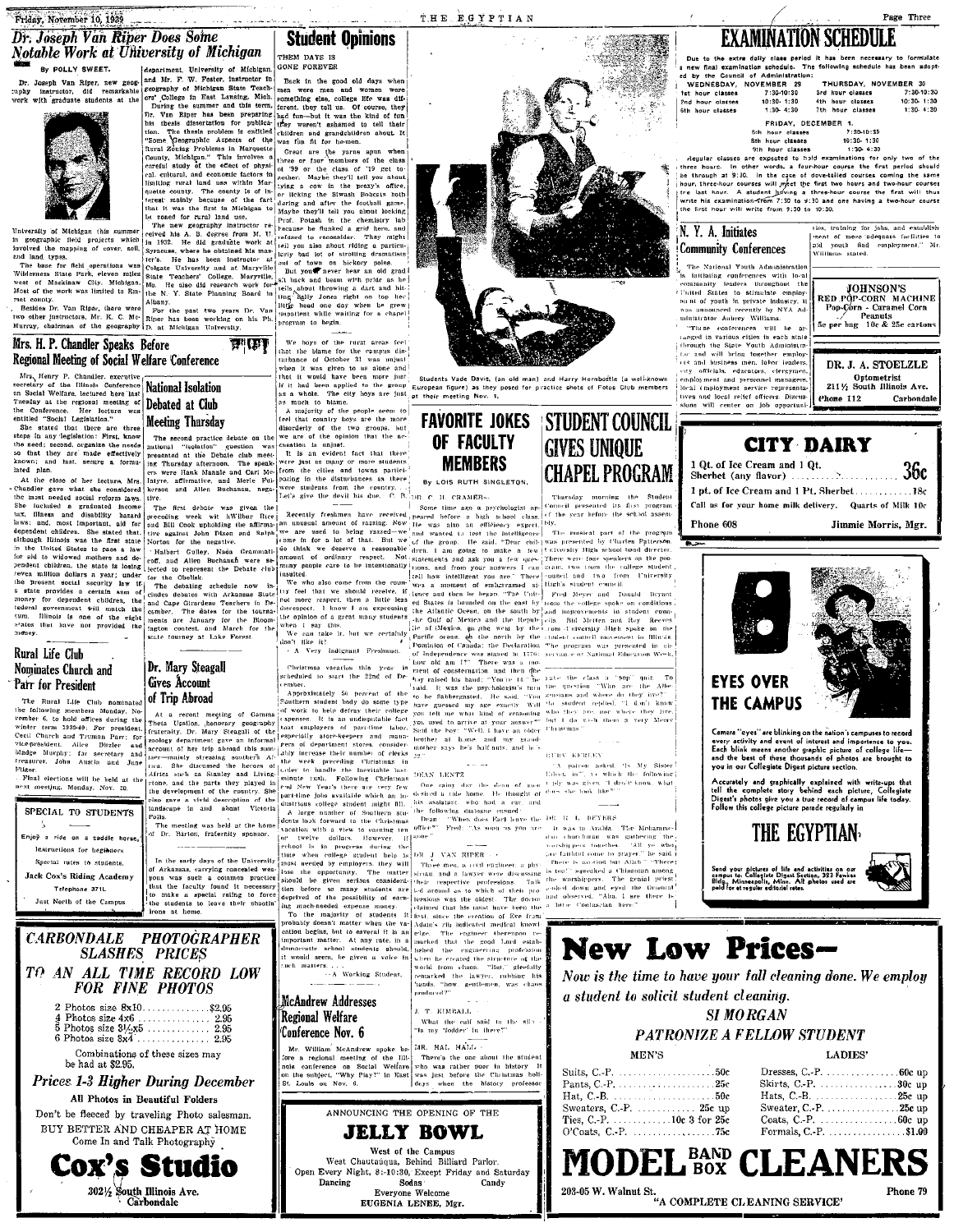## Dr. Joseph Van Riper Does Some Notable Work at University of Michigan

By POLLY SWEET.

Dr. Joseph Van Riper, new geography instructor, did remarkable work with graduate students at the University of Michigan this summer in geographic field projects which involved the mapping of cover, soil, and land types.

The base for field operations was Wilderness State Park, eleven miles west of Mackinaw City, Michigan. Most of the work was limited to Emmet county.

Besides Dr. Van Riper, there were two other instructors, Mr. K. C. McMurray, chairman of the geography department, University of Michigan, and Mr. F. W. Foster, instructor in geography of Michigan State Teachers' College in East Lansing, Mich.

During the summer and this term, Dr. Van Riper has been preparing his thesis dissertation for publication. The thesis problem is entitled "Some Geographic Aspects of the Rural Zoning Problems in Marquette County, Michigan." This involves a careful study of the effect of physical, cultural, and economic factors in limiting rural land use within Marquette county. The county is of interest mainly because of the fact that it was the first in Michigan to be zoned for rural land use.

The new geography instructor received his A. B. degree from M. U. in 1932. He did graduate work at Syracuse, where he obtained his master's. He has been instructor at Colgate University and at Maryville State Teachers' College, Maryville, Mo. He also did research work for the N. Y. State Planning Board in Albany.

For the past two years Dr. Van Riper has been working on his Ph. D. at Michigan University.

## Mrs. H. P. Chandler Speaks Before Regional Meeting of Social Welfare Conference

Mrs. Henry P. Chandler, executive secretary of the Illinois Conference on Social Welfare, lectured here last Tuesday at the regional meeting of the Conference. Her lecture was entitled "Social Legislation."

She stated that there are three steps in any legislation: First, know the need: second, organize the needs so that they are made effectively known; and last, secure a formulated plan.

At the close of her lecture, Mrs. Chandler gave what she considered the most needed social reform laws. She included a graduated income tax, illness and disability hazard laws; and, most important, aid for dependent children. She stated that, although Illinois was the first state in the United States to pass a law for aid to widowed mothers and dependent children, the state is losing seven million dollars a year; under the present social security law if a state provides a certain sum of money for dependent children, the federal government will match the sum. Illinois is one of the eight states that have not provided the money.

## National Isolation Debated at Club Meeting Thursday

The second practice debate on the national "isolation" question was presented at the Debate club meeting Thursday afternoon. The speakers were Hank Manale and Carl McIntyre, affirmative, and Merle Pulkerson and Allen Buchanan, negative.

The first debate was given the preceding week with Wilbur Rice and Bill Cook upholding the affirmative against John Dixon and Ralph Norton for the negative.

Halbert Gulley, Nada Grammaticoff, and Allen Buchanan were selected to represent the Debate club for the Obelisk.

The debating schedule now includes debates with Arkansas State and Cape Girardeau Teachers in December. The dates for the tournaments are January for the Bloomington contest, and March for the state tourney at Lake Forest.

## Rural Life Club Nominates Church and Parr for President

The Rural Life Club nominated the following members Monday, November 6, to hold offices during the winter term 1939-40: For president, Cecil Church and Truman Parr; for vice-president, Alice Bixler and Madge Murphy; for secretary and treasurer, John Austin and June Fisher.

Final elections will be held at the next meeting, Monday, Nov. 20.

## Dr. Mary Steagall Gives Account of Trip Abroad

At a recent meeting of Gamma Theta Upsilon, honorary geography fraternity, Dr. Mary Steagall of the zoology department gave an informal account of her trip abroad this summer—mainly stressing southern Africa. She discussed the heroes of Africa such as Stanley and Livingstone, and the parts they played in the development of the country. She also gave a vivid description of the landscape in and about Victoria Falls.

The meeting was held at the home of Dr. Barton, fraternity sponsor.

In the early days of the University of Arkansas, carrying concealed weapons was such a common practice that the faculty found it necessary to make a special ruling to force the students to leave their shootin' irons at home.

---

**SPECIAL TO STUDENTS**

Enjoy a ride on a saddle horse, Instructions for beginners. Special rates to students.

Jack Cox's Riding Academy
Telephone 371L
Just North of the Campus

---

## Student Opinions

### THEM DAYS IS GONE FOREVER

Back in the good old days when men were men and women were something else, college life was different, they tell us. Of course, they had fun—but it was the kind of fun they weren't ashamed to tell their children and grandchildren about. It was fun fit for he-men.

Great are the yarns spun when three or four members of the class of '99 or the class of '19 get together. Maybe they'll tell you about tying a cow in the prexy's office, or licking the Siwash Bobcats both during and after the football game. Maybe they'll tell you about locking Prof. Potash in the chemistry lab because he flunked a grid hero, and refused to reconsider. They might tell you also about riding a particularly bad lot of strolling dramatists out of town on hickory poles.

But you'll never hear an old grad sit back and beam with pride as he tells about throwing a dart and hitting Sally Jones right on top her little head one day when he grew impatient while waiting for a chapel program to begin.

We boys of the rural areas feel that the blame for the campus disturbance of October 31 was unjust when it was given to us alone and that it would have been more just if it had been applied to the group as a whole. The city boys are just as much to blame.

A majority of the people seem to feel that country boys are the more disorderly of the two groups, but we are of the opinion that the accusation is unjust.

It is an evident fact that there were just as many or more students from the cities and towns participating in the disturbances as there were students from the country. Let's give the devil his due. C. B.

Recently freshmen have received an unusual amount of razzing. Now we are used to being razzed—we came in for a lot of that. But we do think we deserve a reasonable amount of ordinary respect. Not many people care to be intentionally insulted.

We who also come from the country feel that we should receive, if not more respect, then a little less disrespect. I know I am expressing the opinion of a great many students when I say this.

We can take it, but we certainly don't like it!

—A Very Indignant Freshman.

Christmas vacation this year is scheduled to start the 22nd of December.

Approximately 50 percent of the Southern student body do some type of work to help defray their college expenses. It is an undisputable fact that employers of part-time labor, especially store-keepers and managers of department stores, considerably increase their number of clerks the week preceding Christmas in order to handle the inevitable last-minute rush. Following Christmas and New Year's there are very few part-time jobs available which an industrious college student might fill.

A large number of Southern students look forward to the Christmas vacation with a view to earning ten or twelve dollars. However, if school is in progress during the time when college student help is most needed by employers, they will lose the opportunity. The matter should be given serious consideration before so many students are deprived of the possibility of earning much-needed expense money.

To the majority of students it probably doesn't matter when the vacation begins, but to several it is an important matter. At any rate, in a democratic school students should, it would seem, be given a voice in such matters.

—A Working Student.

## McAndrew Addresses Regional Welfare Conference Nov. 6

Mr. William McAndrew spoke before a regional meeting of the Illinois conference on Social Welfare on the subject, "Why Play?" in East St. Louis on Nov. 6.

---

Students Wade Davis, (an old man) and Harry Hornbostle (a well-known European figure) as they posed for practice shots of Fotos Club members at their meeting Nov. 1.

## FAVORITE JOKES OF FACULTY MEMBERS

By LOIS RUTH SINGLETON.

DR. C. H. CRAMER—

Some time ago a psychologist appeared before a high school class. He was also an efficiency expert and wanted to test the intelligence of the group. He said, "Dear children. I am going to make a few statements and ask you a few questions, and from your answers I can tell how intelligent you are." There was a moment of embarrassed silence and then he began: "The United States is bounded on the east by the Atlantic Ocean, on the south by the Gulf of Mexico and the Republic of Mexico, on the west by the Pacific ocean, on the north by the Dominion of Canada; the Declaration of Independence was signed in 1776; how old am I?" There was a moment of consternation and then one boy raised his hand: "You're 44," he said. It was the psychologist's turn to be flabbergasted. He said, "You have guessed my age exactly. Will you tell me what kind of reasoning you used to arrive at your answer?" Said the boy: "Well, I have an older brother at home and my grandmother says he's half-nuts, and he is 22."

DEAN LENTZ—

One rainy day the dean of men started a ride home. He thought of his assistant who had a car and the following dialogue ensued:

Dean: "When does Earl leave the office?" Fred: "As soon as you are gone."

DR. J. VAN RIPER—

Three men, a civil engineer, a physician and a lawyer were discussing their respective professions. Talk led around as to which of their professions was the oldest. The doctor claimed that his must have been the first, since the creation of Eve from Adam's rib indicated medical knowledge. The engineer thereupon remarked that the good Lord established the engineering profession when he created the structure of the world from chaos. "But," gleefully remarked the lawyer, rubbing his hands, "how, gentlemen, was chaos produced?"

J. T. KIMBALL

What the cull said to the silo: "Is my 'fodder' in there?"

MR. HAL HALL—

There's the one about the student who was rather poor in history. It was just before the Christmas holidays when the history professor gave the class a "pop" quiz. To the question "Who are the Albigensians and where do they live?" the student replied, "I don't know who they are nor where they live, but I do wish them a very Merry Christmas."

RUBY KERLEY

"A patron asked, 'Is My Sister Eileen in?', to which the following reply was given. 'I don't know. What does she look like?'"

DR. R. L. BEYERS

It was in Arabia. The Mohammedan chieftain was gathering the worshippers together. "All ye who are faithful come to prayer," he said. "There is no god but Allah." "There is too!" squeaked a Chinaman among the worshippers. The genial priest looked down and eyed the Oriental and observed, "Aha, I see there is a little Confucian here."

## STUDENT COUNCIL GIVES UNIQUE CHAPEL PROGRAM

Thursday morning the Student Council presented its first program of the year before the school assembly.

The musical part of the program was presented by Charles Patterson, University High school band director. There were four speakers on the program, two from the college student council and two from University High's student council.

Fred Meyer and Donald Bryant from the college spoke on conditions and improvements in student councils. Bill Mitchell and Roy Reeves from University High spoke on the student council movement in Illinois. The program was presented in observance of National Education Week.

---

## EXAMINATION SCHEDULE

Due to the extra daily class period it has been necessary to formulate a new final examination schedule. The following schedule has been adopted by the Council of Administration:

| WEDNESDAY, NOVEMBER 29 | | THURSDAY, NOVEMBER 30 | |
|---|---|---|---|
| 1st hour classes | 7:30-10:30 | 3rd hour classes | 7:30-10:30 |
| 2nd hour classes | 10:30-1:30 | 4th hour classes | 10:30-1:30 |
| 6th hour classes | 1:30-4:30 | 7th hour classes | 1:30-4:30 |

| FRIDAY, DECEMBER 1. | |
|---|---|
| 5th hour classes | 7:30-10:30 |
| 8th hour classes | 10:30-1:30 |
| 9th hour classes | 1:30-4:30 |

Regular classes are expected to hold examinations for only two of the three hours. In other words, a four-hour course the first period should be through at 9:30. In the case of dove-tailed courses coming the same hour, three-hour courses will meet the first two hours and two-hour courses the last hour. A student having a three-hour course, the first will thus write his examination from 7:30 to 9:30 and one having a two-hour course the first hour will write from 9:30 to 10:30.

## N. Y. A. Initiates Community Conferences

The National Youth Administration is initiating conferences with local community leaders throughout the United States to stimulate employment of youth in private industry, it was announced recently by NYA Administrator Aubrey Williams.

"These conferences will be arranged in various cities in each state through the State Youth Administrator and will bring together employers and business men, labor leaders, city officials, educators, clergymen, employment and personnel managers, local employment service representatives and local relief officers. Discussions will center on job opportunities, training for jobs, and establishment of more adequate facilities to aid youth find employment," Mr. Williams stated.

---

**JOHNSON'S RED POP-CORN MACHINE**
Pop-Corn - Caramel Corn
Peanuts
5c per bag 10c & 25c cartons

---

**DR. J. A. STOELZLE**
Optometrist
211½ South Illinois Ave.
Phone 112 Carbondale

---

## CITY DAIRY

1 Qt. of Ice Cream and 1 Qt. Sherbet (any flavor) .......... 36c
1 pt. of Ice Cream and 1 Pt. Sherbet .......... 18c
Call us for your home milk delivery. Quarts of Milk 10c
Phone 608 Jimmie Morris, Mgr.

---

## EYES OVER THE CAMPUS

Camera "eyes" are blinking on the nation's campuses to record every activity and event of interest and importance to you. Each blink means another graphic picture of college life—and the best of these thousands of photos are brought to you in our Collegiate Digest picture section.

Accurately and graphically explained with write-ups that tell the complete story behind each picture, Collegiate Digest's photos give you a true record of campus life today. Follow this college picture parade regularly in

## THE EGYPTIAN

Send your pictures of life and activities on our campus to: Collegiate Digest Section, 323 Fawkes Bldg., Minneapolis, Minn. All photos used are paid for at regular editorial rates.

---

## CARBONDALE PHOTOGRAPHER SLASHES PRICES TO AN ALL TIME RECORD LOW FOR FINE PHOTOS

2 Photos size 8x10 .......... $2.95
4 Photos size 4x6 .......... 2.95
5 Photos size 3¼x5 .......... 2.95
6 Photos size 8x4 .......... 2.95

Combinations of these sizes may be had at $2.95.

*Prices 1-3 Higher During December*

All Photos in Beautiful Folders

Don't be fleeced by traveling Photo salesman.
BUY BETTER AND CHEAPER AT HOME
Come In and Talk Photography

## Cox's Studio

302½ South Illinois Ave.
Carbondale

---

ANNOUNCING THE OPENING OF THE

## JELLY BOWL

West of the Campus
West Chautauqua, Behind Billiard Parlor
Open Every Night, 8:-10:30, Except Friday and Saturday
Dancing Sodas Candy
Everyone Welcome
EUGENIA LENEE, Mgr.

---

## New Low Prices—

*Now is the time to have your fall cleaning done. We employ a student to solicit student cleaning.*

*SI MORGAN*

*PATRONIZE A FELLOW STUDENT*

| MEN'S | | LADIES' | |
|---|---|---|---|
| Suits, C.-P. | 50c | Dresses, C.-P. | 60c up |
| Pants, C.-P. | 25c | Skirts, C.-P. | 30c up |
| Hat, C.-B. | 50c | Hats, C.-B. | 25c up |
| Sweaters, C.-P. | 25c up | Sweater, C.-P. | 25c up |
| Ties, C.-P. | 10c 3 for 25c | Coats, C.-P. | 60c up |
| O'Coats, C.-P. | 75c | Formals, C.-P. | $1.00 |

## MODEL BAND BOX CLEANERS

203-05 W. Walnut St. Phone 79
"A COMPLETE CLEANING SERVICE"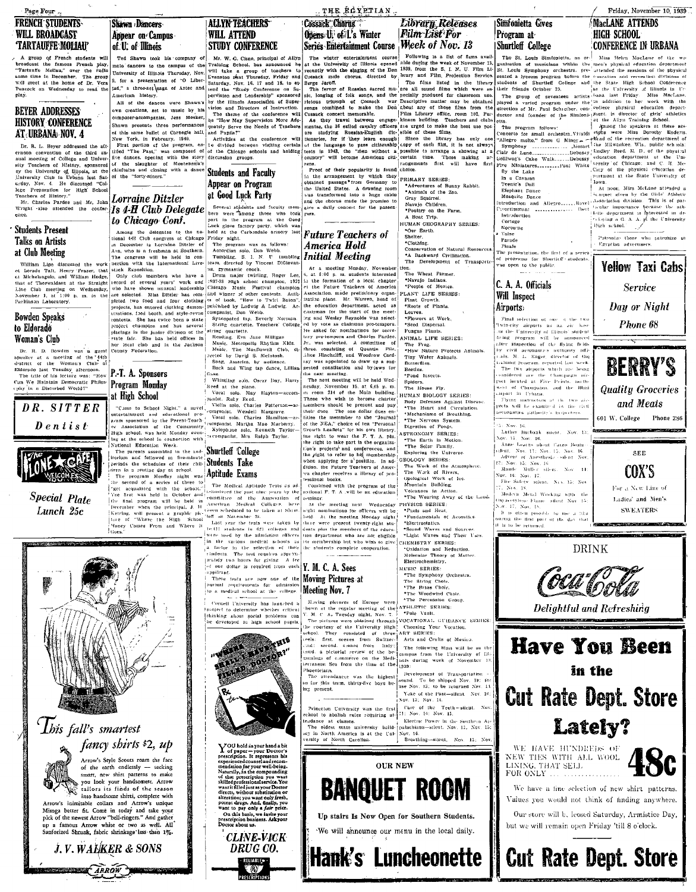## FRENCH STUDENTS WILL BROADCAST 'TARTAUFFE MOLIAU'

A group of French students will broadcast the famous French play, "Tartauffe Moliau," over the radio some time in December. The group will meet at the home of Dr. Vera Peacock on Wednesday to read the play.

## BEYER ADDRESSES HISTORY CONFERENCE AT URBANA NOV. 4

Dr. R. L. Beyer addressed the afternoon convention of the third annual meeting of College and University Teachers of History, sponsored by the University of Illinois, at the University Club in Urbana last Saturday, Nov. 4. He discussed "College Preparation for High School Teachers of History."

Mr. Charles Pardee and Mr. John Wright also attended the conference.

## Students Present Talks on Artists at Club Meeting

William Lipe discussed the work of Lorado Taft, Henry Frazer, that of Michelangelo, and William Hodge, that of Thorwaldsen at the Straight Line Club meeting on Wednesday, November 1, at 1:00 p. m. in the Parkinson Laboratory.

## Bowden Speaks to Eldorado Woman's Club

Dr. R. D. Bowden was a guest speaker at a meeting of the 24th district of the Woman's Club at Eldorado last Tuesday afternoon.

The title of his lecture was: "How Can We Maintain Democratic Philosophy in a Disturbed World?"

**DR. SITTER**
*Dentist*

**The LONE STAR CAFE**
WELCOMES

*Special Plate*
*Lunch 25c*

## Shawn Dancers Appear on Campus of U. of Illinois

Ted Shawn took his company of male dancers to the campus of the University of Illinois Thursday, Nov. 9, for a presentation of "O Libertad," a three-act saga of Aztec and American history.

All of the dances were Shawn's own creations, set to music by his composer-accompanist, Jess Meeker. Shawn presents three performances of this same ballet at Carnegie hall, New York, in February, 1940.

First portion of the program, entitled "The Past," was composed of five dances, opening with the story of the slaughter of Montezuma's chieftains and closing with a dance of the "forty-niners."

## Lorraine Ditzler Is 4-H Club Delegate to Chicago Conf.

Among the delegates to the national 4-H Club congress at Chicago in December is Lorraine Ditzler of Ava, who is a freshman at Southern. The congress will be held in connection with the International Livestock Exposition.

Only club members who have a record of several years' work and who have shown unusual leadership are selected. Miss Ditzler has completed two food and four clothing projects, has entered clothing demonstrations, food booth, and style-revue contests. She has twice been a state project champion and has several placings in the junior division of the state fair. She has held offices in her local club and in the Jackson County Federation.

## P.-T. A. Sponsors Program Monday at High School

"Come to School Night," a novel entertainment and educational program sponsored by the Parent-Teacher Association of the Community High school, was held Monday evening at the school in connection with National Education Week.

The parents assembled in the auditorium and followed in five-minute periods the schedules of their children in a routine day at school.

The program Monday night was the second of a series of three to "get acquainted with the school." The first was held in October and the final program will be held in December when the principal, J. H. Ketring, will present a graphic picture of "Where the High School Money Comes From and Where It Goes."

*This fall's smartest fancy shirts $2, up*

Arrow's Style Scouts roam the face of the earth endlessly — seeking smart, new shirt patterns to make you look your handsomest. Arrow tailors its finds of the season into handsome shirts, complete with Arrow's inimitable collars and Arrow's unique Mitoga better fit. Come in today and take your pick of the newest Arrow "bell-ringers." And gather up a famous Arrow white or two as well. All Sanforized Shrunk, fabric shrinkage less than 1%.

**J. V. WALKER & SONS**

ARROW

## ALLYN TEACHERS WILL ATTEND STUDY CONFERENCE

Mr. W. G. Cisne, principal of Allyn Training School, has announced he will take a group of teachers to Evanston next Thursday, Friday and Saturday, Nov. 16, 17 and 18, to attend the "Study Conference on Supervision and Leadership" sponsored by the Illinois Association of Supervision and Directors of Instruction.

The theme of the conference will be "How May Supervision More Adequately Serve the Needs of Teachers and Pupils?"

Activities at the conference will be divided between visiting certain of the Chicago schools and holding discussion groups.

## Students and Faculty Appear on Program at Good Luck Party

Several students and faculty members were among those who took part in the program at the Good Luck glove factory party, which was held at the Carbondale armory last Friday night.

The program was as follows:

Accordion solo, Don Webb.

Tumbling, S. I. N. U. tumbling team, directed by Vincent DiGiovanna, gymnastic coach.

Drum major twirling, Roger Lee, 1937-38 High school champion, 1937 Chicago Music Festival champion and winner of other contests. Author of book, "How to Twirl Baton," published by Ludwig & Ludwig. Accompanist, Don Webb.

Syncopated tap, Beverly Norman.

String quartette, Teachers' College string quartette.

Reading, Eva Jane Milligan.

Music, Metropolis Rhythm Kids.

Music, The MacDowell Club, directed by David S. McIntosh.

Song, America, by audience.

Buck and Wing tap dance, Lillian Gass.

Whistling solo, Oscar Day, Harry Reed at the piano.

Vocal solo, May Hayton—accompanist, Ruby Reed.

Violin solo, Charles Patterson—accompanist, Wendell Margrave.

Vocal solo, Charles Hamilton—accompanist, Martha Mae Marberry.

Xylophone solo, Kenneth Taylor—accompanist, Mrs. Ralph Taylor.

## Shurtleff College Students Take Aptitude Exams

The Medical Aptitude Tests as administered the past nine years by the committee of the Association of American Medical Colleges, have been scheduled to be taken at Shurtleff on November 28.

Last year the tests were taken by 10,411 students in 621 colleges and were used by the admission officers in the various medical schools as a factor in the selection of their students. The test requires approximately two hours for giving. A fee of one dollar is required from each applicant.

These tests are now one of the normal requirements for admission to a medical school at the college.

Cornell University has launched a project to determine whether critical thinking about social problems can be developed in high school pupils.

WHERE SHALL I TAKE THIS FILLED DOCTOR?

YOU hold in your hand a bit of paper—your Doctor's prescription. It represents his experienced counsel and recommendation for your well-being. Naturally, in the compounding of that prescription you want skilled professional service. You want it filled just as your Doctor directs, without substitution or alteration; you want only fresh, potent drugs. And, finally, you want to pay only a *fair* price. On this basis, we invite your prescription business. Ask your Doctor about us.

*CLINE-VICK DRUG CO.*

RELIABLE PRESCRIPTIONS

## Cossack Chorus Opens U. of I.'s Winter Series Entertainment Course

The winter entertainment course at the University of Illinois opened recently with the singing of the Don Cossack male chorus, directed by Serge Jaroff.

The fervor of Russian sacred music, longing of folk songs, and the riotous triumph of Cossack war songs combined to make the Don Cossack concert memorable.

As they travel between engagements, the 36 exiled cavalry officers are studying Russian-English dictionaries, for if they learn enough of the language to pass citizenship tests in 1942, the "men without a country" will become American citizens.

Proof of their popularity is found in the arrangement by which they obtained passage from Germany to the United States. A drawing room was transformed into a huge cabin and the chorus made the promise to give a daily concert for the passengers.

## Future Teachers of America Hold Initial Meeting

At a meeting Monday, November 6, at 6:00 p. m. students interested in the formation of a local chapter of the Future Teachers of America Association, made preliminary organization plans. Mr. Warren, head of the education department, acted as chairman for the start of the meeting and Wesley Reynolds was selected by vote as chairman pro-tempore.

He asked for nominations for secretary pro-tempore and Charles Pardee, Jr., was selected. A committee of three, consisting of Quentin Fite, Alice Hinchcliff, and Woodrow Cordray was appointed to draw up a suggested constitution and by-laws for the next meeting.

The next meeting will be held Wednesday, November 15, at 6:45 p. m. in room 214 of the Main building. Those who wish to become charter members should be present and pay their dues. The one dollar dues entitles the member to the "Journal of the NEA," choice of ten "Personal Growth Leaflets" for his own library, the right to wear the F. T. A. pin, the right to take part in the organization's projects and conferences, and the right to refer to his membership when applying for a position. In addition, the Future Teachers of America chapter receives a library of professional books.

Combined with the program of the national F. T. A. will be an education seminar.

At the meeting next Wednesday night nominations for officers will be held. At the meeting Monday night there were present twenty eight students plus the members of the education department who are not eligible for membership but who wish to give the students complete cooperation.

## Y. M. C. A. Sees Moving Pictures at Meeting Nov. 7

Moving pictures of Europe were shown at the regular meeting of the Y. M. C. A. Tuesday night, Nov. 7.

The pictures were obtained through the courtesy of the University High school. They consisted of three reels: first, scenes from Switzerland; second, scenes from Italy; third, a pictorial review of the beginnings of commerce on the Mediterranean Sea from the time of the Phoenicians.

The attendance was the highest so far this term, thirty-five boys being present.

Princeton University was the first school to abolish rules requiring attendance at classes.

The oldest state university building in North America is at the University of North Carolina.

## Library Releases Film List For Week of Nov. 13

Following is a list of films available during the week of November 13, 1939, from the S. I. N. U. Film Library and Film Projection Services.

The films listed in the library are all sound films which were especially produced for classroom use. Descriptive matter may be obtained about any of these films from the Film Library office, room 102, Parkinson building. Teachers and clubs are urged to make the best use possible of these films.

Since the library has only one copy of each film, it is not always possible to arrange a showing at a certain time. Those making arrangements first will have first choice.

PRIMARY SERIES:
- *Adventures of Bunny Rabbit.
- *Animals of the Zoo.
- Gray Squirrel.
- Navajo Children.
- *Poultry on the Farm.
- A Boat Trip.

HUMAN GEOGRAPHY SERIES:
- *Our Earth.
- Shelter.
- *Clothing.
- Conservation of Natural Resources.
- *A Backward Civilization.
- The Development of Transportation.
- The Wheat Farmer.
- *Navajo Indians.
- *People of Mexico.

PLANT LIFE SERIES:
- Plant Growth.
- *Roots of Plants.
- Leaves.
- *Flowers at Work.
- *Seed Dispersal.
- Fungus Plants.

ANIMAL LIFE SERIES:
- The Frog.
- *How Nature Protects Animals.
- *Tiny Water Animals.
- Butterflies.
- *Pond Insects.
- Spiders.
- The House Fly.

HUMAN BIOLOGY SERIES:
- Body Defenses Against Disease.
- *The Heart and Circulation.
- *Mechanisms of Breathing.
- *The Nervous System.
- Digestion of Foods.

ASTRONOMY SERIES:
- *The Earth in Motion.
- *The Solar Family.
- Exploring the Universe.

GEOLOGY SERIES:
- The Work of the Atmosphere.
- The Work of Rivers.
- Geological Work of Ice.
- Mountain Building.
- *Volcanoes in Action.
- *The Wearing Away of the Land.

PHYSICS SERIES:
- *Fuels and Heat.
- *Fundamentals of Acoustics.
- *Electrostatics.
- *Sound Waves and Sources.
- *Light Waves and Their Uses.

CHEMISTRY SERIES:
- *Oxidation and Reduction.
- Molecular Theory of Matter.
- Electrochemistry.

MUSIC SERIES:
- *The Symphony Orchestra.
- The String Choir.
- *The Brass Choir.
- *The Woodwind Choir.
- *The Percussion Group.

ATHLETIC SERIES:
- *Pole Vault.

VOCATIONAL GUIDANCE SERIES:
- Choosing Your Vocation.

ART SERIES:
- Arts and Crafts of Mexico.

The following films will be on the campus from the University of Illinois during week of November 13, 1939.

Development of Transportation—sound. To be shipped Nov. 10; for use Nov. 13, to be returned Nov. 14.

Yoke of the Past—silent. Nov. 10; Nov. 13; Nov. 14.

Care of the Teeth—silent. Nov. 21; Nov. 14; Nov. 15.

Electric Power in the Southern Appalachians—silent. Nov. 11; Nov. 15; Nov. 16.

Breathing—silent. Nov. 15; Nov. 16.

Luther Burbank—silent. Nov. 15; Nov. 15; Nov. 16.

Anne Learns about Cargo Boats—silent. Nov. 13; Nov. 15; Nov. 16.

Advent of Anesthesia—silent. Nov. 12; Nov. 15; Nov. 16.

Maude Muller—silent. Nov. 14; Nov. 16; Nov. 17.

Fire Safety—silent. Nov. 15; Nov. 17; Nov. 18.

Modern Metal Working with the Oxyacetylene Flame—silent. Nov. 15; Nov. 17; Nov. 18.

It is often possible to use a film during the first part of the day that it is to be returned.

OUR NEW

**BANQUET ROOM**

Up stairs Is Now Open for Southern Students.

We will announce our menu in the local daily.

**Hank's Luncheonette**

## Sinfonietta Gives Program at Shurtleff College

The St. Louis Sinfonietta, an organization of musicians within the St. Louis Symphony orchestra, presented a lyceum program before the students of Shurtleff College and their friends October 25.

The group of seventeen artists played a varied program under the direction of Mr. Paul Schreiber, conductor and founder of the Sinfonietta.

The program follows:

Concerto for small orchestra...Vivaldi
"Allegro molto," from G Minor
Symphony ..... Mozart
Clair de Lune ..... Debussy
Golliwog's Cake Walk ..... Debussy
Five Miniatures ..... Paul White
By the Lake
In a Caravan
Teenie's Doll
Elephant Dance
Mosquito Dance
Introduction and Allegro ..... Ravel
Divertissement ..... Ibert
Introduction
Cortege
Nocturne
Valse
Parade
Finale

The presentation, the first of a series of programs for Shurtleff students, was open to the public.

## C. A. A. Officials Will Inspect Airports

Final selection of one of the two University airports as an air base in the University of Illinois student flying program will be announced after inspection of the flying fields by civil aeronautics authority officials, M. L. Enger, director of the training program, reported last week.

The two airports which are being considered are the Champaign airport located at Five Points, northwest of Champaign, and the Illini airport in Urbana.

Flying instruction at the two airports will be examined by the civil aeronautics authority's inspectors.

## MacLANE ATTENDS HIGH SCHOOL CONFERENCE IN URBANA

Miss Helen MacLane of the women's physical education department attended the sessions of the physical education and recreation divisions of the State High School Conference at the University of Illinois in Urbana last Friday. Miss MacLane, in addition to her work with the college physical education department, is director of girls' athletics at the Allyn Training School.

Among the speakers at these sessions were Miss Dorothy Enderis, head of the recreation department of the Milwaukee, Wis., public schools; Lindley Reed, M. D. of the physical education department of the University of Chicago; and C. H. McCloy of the physical education department at the State University of Iowa.

At noon, Miss McLane attended a banquet given by the Girls' Athletic Association division. This is of particular importance because the athletic department is interested in developing a G. A. A. at the University High school.

Patronize those who patronize us — Egyptian advertisers.

**Yellow Taxi Cabs**
*Service*
*Day or Night*
*Phone 68*

**BERRY'S**
*Quality Groceries and Meats*
601 W. College Phone 286

SEE
**COX'S**
For a New Line of Ladies' and Men's SWEATERS

DRINK
*Coca-Cola*
*Delightful and Refreshing*

**Have You Been in the Cut Rate Dept. Store Lately?**

WE HAVE HUNDREDS OF NEW TIES WITH ALL WOOL LINING, THAT SELL FOR ONLY ..... **48c**

We have a fine selection of new shirt patterns. Values you would not think of finding anywhere.

Our store will be closed Saturday, Armistice Day, but we will remain open Friday 'till 8 o'clock.

**Cut Rate Dept. Store**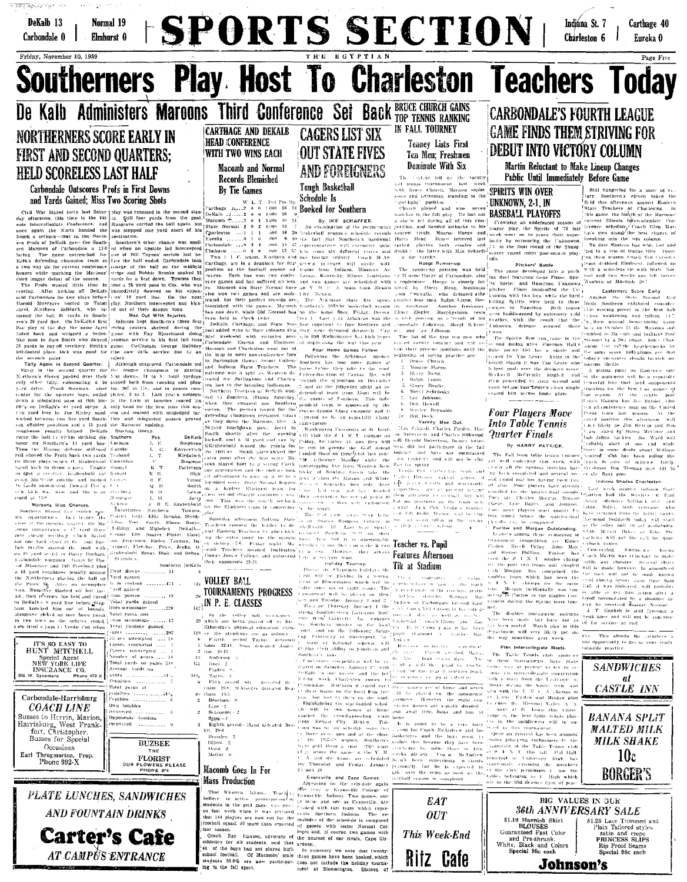DeKalb 13
Carbondale 0

Normal 19
Elmhurst 0

# SPORTS SECTION

Indiana St. 7
Charleston 6

Carthage 40
Eureka 0

Friday, November 10, 1939 — THE EGYPTIAN

# Southerners Play Host To Charleston Teachers Today

## De Kalb Administers Maroons Third Conference Set Back

### NORTHERNERS SCORE EARLY IN FIRST AND SECOND QUARTERS; HELD SCORELESS LAST HALF

#### Carbondale Outscores Profs in First Downs and Yards Gained; Miss Two Scoring Shots

Civil War blazed forth last Saturday afternoon, this time in the Illinois Intercollegiate Conference, and once again the North and the South, as before the North and the South. DeKalb gave the Southern Maroons of Carbondale a 13-0 lacing. The game extended the DeKalb defending champions team in a two way tie for current conference honors while marking the Maroons' third league defeat of the season.

The Profs wasted little time in scoring. After kicking off, DeKalb held Carbondale for two plays before Harold Musgrave booted to "Paint" Jarvi. Northern halfback, who returned the ball 41 yards to Southern's 26 yard line. On DeKalb's first play of the day the pesky Jarvi faded back and whipped a bullet-like pass to Sam Smith who danced 26 yards to pay-off territory. Smith's left-footed place kick was good for the seventh point.

**Tally Again in Second Quarter.**

Early in the second quarter the Northern's eleven pushed over their only other tally, culminating a 60 yard drive. Frank Seeman, star center for the opposing boys, pulled down a misguided pass of Bob Steele's on DeKalb's 40 yard stripe. A two yard loss by Joe Kieley sandwiched between two five yard Southern offsides penalties and a 15 yard roughness penalty helped DeKalb move the ball to within striking distance on Southern's 11 yard line. Then the Maroon defense stiffened and shoved the Profs back two yards on three plays before O. Krabenhoft turned back to throw a pass. Unable to spot a receiver, Krabenhoft cut down his right sideline and dashed 10 yards unmolested. Howard Flowers' kick was wide and the score stood at 13-0.

**Maroons Miss Chances.**

Southern missed two golden scoring opportunities. In the earlier close of the opening quarter, the Maroons inaugurated a 47 yard drive into enemy territory. Chick Bixler carried the first short of its bulk on Bob Szeitle started the push with an 18 yard aerial to Harry Durham. Carbondale wingman. Gains by Bixler and Musgrave and Bill Fireboy placed a 15 yard roughness penalty against the Northerners placing the ball on the Profs 20. After an incomplete pass, Musgrave flashed off left tackle, then reversed his field and raced to DeKalb's 5 yard line before Stegman knocked him out of bounds. Musgrave picked up four more yards in two tries as the gathering could then tried a pass to Verdie Cox when play was resumed in the second stanza. Still four yards from the goal, Musgrave carried the ball again, but was stopped one yard short of his destination.

Southern's other chance was spoiled when an upstate lad intercepted one of Bill Toynes' aerials just before the half ended. Carbondale took charge of the ball on the midfield stripe and Bobbie Brooks snaked 15 yards for a first down. Toynes then shot a 28 yard pass to Cox, who was immediately downed on his opponents' 10 yard line. On the next play, Northern intercepted and kicked out of their danger zone.

**Men Out With Injuries.**

Injuries kept Southern's three first string centers sidelined during the game with Ray Bjourlund doing yeoman service in his first full time game. Co-Captain George Holliday also saw little service due to an injury.

Although outscored, Carbondale led the league champions in gaining first downs, 11 to 9; total yardage gained both from running and passing, 207 to 178, and in passes completed 7 to 4. Last year's homesteads in the form of fumbles reared its ugly head for the first time this season and teamed with misjudged tackles and misguided passes proved the Maroons' undoing.

**Starting lineup:**

| Southern | Pos. | DeKalb |
|---|---|---|
| Durham | L. E. | Stegman |
| Smythe | L. T. | Kovacevich |
| Trabandt | L. G. | Kirdatsch |
| Flourishan | C | Stegman |
| Stumpf | R. G. | Patterson |
| Rowatt | R. T. | Bigh |
| Cox | R. E. | Young |
| Toynes | Q. B. | Smith |
| Fireboy | R. H. | Lewis |
| Bixler | L. H. | Jarvi |
| Musgrave | F. B. | Krabenhoft |
| Newman | E. B. E. | Krabenhoft |

Substitutes: Southern — Towns, Frazer, Gray, Ellis, Brooks, Sheldon, Olsen, Poos, Smith, Mines, Burke, Holliday, and Miglerinez. DeKalb — Corder, Davis, Suave, Fintry, Carr, Seen, Jorgensen, Kieley, Taxman, Dunbar, Fletcher, Price, Jenks, O'Brien, Krabenhoft, Spear, Blair and Behan.

**Statistics.**

| | Southern | DeKalb |
|---|---|---|
| First downs | 11 | 9 |
| Yard gained rushing | 174 | 121 |
| Yard gained from passes | 33 | 26 |
| Total yards gained from scrimmage | 207 | 147 |
| Yard yards lost from scrimmage | 12 | 23 |
| Total yardage gained | 207 | 118 |
| Passes attempted | 18 | 5 |
| Passes completed | 7 | 4 |
| Passes intercepted | 1 | 3 |
| Number of punts | 10 | 12 |
| Total yards on punts | 518 | 451 |
| Average yards on punts | 31 | 34 |
| Penalties | 3 | 3 |
| Total yards of penalties | 24 | 40 |
| Fumbles | 6 | 3 |
| Own fumbles recovered | 3 | 1 |
| Opponents' fumbles recovered | 1 | 3 |

---

ITS SO EASY TO HUNT MITCHELL
Special Agent
NEW YORK LIFE INSURANCE CO.
506 W. Sycamore Phone 470 X

---

Carbondale-Harrisburg
COACH LINE
Busses to Herrin, Marion, Harrisburg, West Frankfort, Christopher.
Busses for Special Occasions
Earl Throgmorton, Prop.
Phone 992-X

---

BUZBEE THE FLORIST
OUR FLOWERS PLEASE
PHONE 374

---

*PLATE LUNCHES, SANDWICHES AND FOUNTAIN DRINKS*

**Carter's Cafe**

*AT CAMPUS ENTRANCE*

---

### CARTHAGE AND DEKALB HEAD CONFERENCE WITH TWO WINS EACH

#### Macomb and Normal Records Blemished By Tie Games

| | W. | L. | T. | Pct. | Pts. | Op. |
|---|---|---|---|---|---|---|
| Carthage | 2 | 0 | 0 | 1.000 | 56 | 14 |
| DeKalb | 2 | 0 | 0 | 1.000 | 26 | 0 |
| Macomb | 3 | 0 | 1 | 1.000 | 40 | 14 |
| State Normal | 2 | 0 | 2 | 1.000 | 33 | 7 |
| Charleston | 1 | 1 | 1 | .500 | 16 | 20 |
| Eureka | 0 | 1 | 0 | .000 | 0 | 40 |
| Carbondale | 0 | 3 | 1 | .000 | 14 | 47 |
| Elmhurst | 0 | 4 | 0 | .000 | 13 | 57 |

Two I. I. C. teams, Northern and Carthage, are in a deadlock for first position as the football season advances. Each has won two conference games and has suffered no losses. Macomb and State Normal have also won two games and are undefeated, but their perfect records are blemished with tie games. Macomb has one draw, while Old Normal has been held in check twice.

DeKalb, Carthage, and State Normal added wins to their columns this past weekend while victories eluded Carbondale, Eureka, and Elmhurst. Macomb and Charleston went out of the loop to meet non-conference foes in Burlington (Iowa) Junior College and Indiana State Teachers. The outcome was a split as Western defeated the Burlingtons and Charleston lost to the invading Indianans.

Northern Teachers of DeKalb nodded to Southern Illinois Saturday when they engaged our Southern eleven. The perfect record for the defending champions remained intact as they downed the Maroons, 13-0.

A 26-yard touchdown pass, Jarvi to Smith, shortly after the opening kick-off, and a 14 yard end run by Krabenhoft scored the points for the visitors. Smith place-kicked the extra point after the first score. Eureka played host to a strong Carthage aggregation and the visitors took full advantage to romp to a 40 to 0 lop-sided score. State Normal dropped on a hapless Elmhurst team for their second straight conference win. The gun cut the touch back to lay for the Elmhurst team in conference play.

Saturday afternoon Indiana State Teachers crossed the border to defeat Eastern Teachers by place-kicking the extra point for the margin of victory, 7-6. Friday night Macomb Teachers invaded Burlington (Iowa) Junior College and outscored their opponents 25-21.

---

### VOLLEY BALL TOURNAMENTS PROGRESS IN P. E. CLASSES

In the volley ball tournament which are being played off in Miss Ellington's physical education classes, the standings are as follows:

Fourth period Taylor defeated team 22-11; team defeated Anderson, 20-13.

Anderson . . . 3
Team . . . 2
Fiskes . . . 0
Taylor . . . 3

Fifth period Sill defeated Beeman, 20-26; Schroeder defeated Bearden, 14-5.

Bearden . . . 4
Lee . . . 2
Schroeder . . . 2
Sigg . . . 1

Eighth period—Band defeated Mollit, 20-6.

Bearden . . . 2
Dillow . . . 2
Bond . . . 2
Mollit . . . 0

---

### Macomb Goes In For Mass Production

That Western Illinois Teachers believe in active participation of students in the grid game was proven last week when it was revealed that 144 players are now out for football squad, 40 more than reported last season.

Coach Ray Hanson, advocate of athletics for all students, said that 44 of the boys had not played high school football. Of Macomb's male students 25.8% are now participating in the fall sport.

---

### CAGERS LIST SIX OUT STATE FIVES AND FOREIGNERS

#### Tough Basketball Schedule Is Booked for Southern

BY IKE SCHAEFFER

An examination of the forthcoming basketball season's schedule reveals the fact that Southern's hardwood representatives will encounter quintets from six different states and one foreign country. Coach McAndrew's proteges will tangle with teams from Indiana, Missouri, Arkansas, Kentucky, Illinois, Louisiana, and two games are scheduled with an Y. M. C. A. team from Mexico City, Mexico.

The Arkansas State five opens Southern's 1939-40 basketball season on the home floor, Friday, December 1. Last year Arkansas was the first opponent to face Southern and they were defeated decisively. Captain Bill McDonald's high-scorers will be out to prevent being set up for duplicating the feat this year.

**Four Home Games Follow**

Following the Arkansas opener, Southern has four more games at home before they take to the road. Culver-Stockton of Canton, Mo., will furnish the opposition on December 7 and on the following night an independent team from Chicago will be the guests of Southern. This independent team is sponsored by the Ovaltine Company and it is reported to be an especially classy aggregation.

Washington University of St. Louis will visit the S. I. N. U. campus Friday, December 15, and they will be out to avenge the 45-42 defeat handed them on their visit last year. The following Monday night the fast-stepping five from Western Kentucky of Bowling Green take the floor against the Maroons and Whites. The Kentucky team lost only four games last year and have hopes of even another successful season. This game should be one of the high points in the schedule as they will be seeking revenge for last year's defeat.

The next home game is an independent tilt with Sparks Business College in Shelbyville, Ill. Last year Sparks trounced Southern 38-37. This year they hope to cause the Maroons some difficulty, but it is questionable whether or not they can make it two in a row. However, they always have a scrappy team.

**Holiday Tourney.**

During the Christmas holidays the cagers will be playing in a tournament at Bloomington, which will involve some six or eight teams. The tournament will be played on December 28 and Tuesday, January 1 and 2. Then on Thursday, January 4 the strong Southwestern Louisiana Institute from Lafayette, La., engages the Maroons on the local court, and on the following Saturday, January 6, Centenary College of Shreveport, La., will provide the opposition for Southern and Southern's men.

Conference competition will be inaugurated on Saturday, January 13, with a tilt with DeKalb there. The following week Charleston comes to Carbondale. Southern engages in a double header on the road from January 26 to 27, playing Macomb and Normal.

Highlighting the schedule is a two games which will be played at home against the Y. M. C. A. team from Mexico City, Mexico. This team was on the schedule some two or three years ago and at the close of the game the fans were the first ones to rush to the floor to congratulate the players on their fine performance. The team will be playing under the name of the Y. M. C. A. and the games are scheduled for Thursday and Friday, January 25 and 26.

**Evansville and Cape Games.**

Appearing on the schedule again this year is Evansville College of Evansville, Indiana. Two games, one at home and one at Evansville, are booked with this team which represents Southern Indiana. The remainder of the schedule is composed of games with sister Normal Colleges and, of course, two games with our nearest of our rivals, Cape Girardeau.

In summary we note that twenty-three games have been booked, which does not include the holiday tournament at Bloomington. Sixteen of

---

### BRUCE CHURCH GAINS TOP TENNIS RANKING IN FALL TOURNEY

#### Teaney Lists First Ten Men; Freshmen Dominate With Six

The title fell on the varsity fall tennis tournament last week with Bruce Church, Marissa sophomore and letterman, standing in the spot-light position.

Church played and won seven matches in the fall play. He lost not a single set during all of this competition, and handed setbacks to his keenest rivals, Monroe Haege and Harry Menz. Hence lettered last spring, playing both singles and doubles, the latter with Max Sekardi—season round robin post-season play-offs.

**Haege Runner-up.**

The runner-up position was held by Monroe Haege of Carbondale, also a sophomore. Haege is closely followed by Harry Menz, freshman ranking from Herrin. Ralph Lagon, Herrin, and Elmer Ziegler, Murphysboro, rested in sixth position as a result of his play. Charlie Church, another freshman, from Centralia, who defeated the outstanding players Merrell Schroeder, and Lee Johnson.

The list of the first ten men who make varsity ranking and will retain their present positions until the beginning of spring practice are:

1. Bruce Church
2. Monroe Haege
3. Harry Menz
4. Ralph Lagon
5. Elmer Ziegler
6. Charlie Church
7. Meryl Schroeder
8. Lee Johnson
9. Don Howell
10. Wesley Reynolds
11. Bill Beck

**Varsity Men Out.**

Max Sekardi, Charles Pardee, Harmon Robertson and Charles Stillwood, and Harold Robertson, former letter men, did not participate in the fall tourney and have not maintained their rankings and will not be eligible for spring.

Verdie Cox, Carbondale Junior, and Charles Bloomer, Harrell Jenner, are both ranking men and eventually will. Cox is a member of the football team and the spring schedule. Johnson is expected to join the team, as are the two freshmen which fill the left Todd Heath, Marion will be the third one of the members at the top of the ranking.

---

### Teacher vs. Pupil Features Afternoon Tilt at Stadium

A former Carbondale student and football star was opposed to his former coach and teacher at the Stadium in a game that both lost. Coach Andrews, director of athletics, coached Carbondale. Merril Andrews of Carbondale is coached by Charlestown's coach, who played under him at Southern when he was the coach.

It is going to be a very busy season for Coach McAndrew and his basketball cagers and the boys seem to realize this because they have been working out for some time. Coach McAndrew has been supervising workouts personally but he is expected to take over the reins as soon as the football season is completed.

---

### CARBONDALE'S FOURTH LEAGUE GAME FINDS THEM STRIVING FOR DEBUT INTO VICTORY COLUMN

#### Martin Reluctant to Make Lineup Changes Public Until Immediately Before Game

Still hungering for a taste of victory, Southern's eleven takes the field this afternoon against Eastern State Teachers of Charleston. In this game, the fourth of the Maroons' current Illinois Intercollegiate Conference schedule, Coach Glen Martin's men stand the best chance of breaking into the win column.

To date Eastern has won, lost and tied in a trio of league tilts. Opening their season, Coach Ted Carson's team drubbed Elmhurst, followed up with a scoreless tie with State Normal and two weeks ago fell before Western of Macomb, 20-7.

**Easterners Score Early**

Against the State Normal Redbirds, Charleston exhibited considerable scoring power in the first half before weakening and falling, 14-7. In their annual homecoming game on October 21 the Maroons succumbed to Macomb and brilliant Paul Stewart by a 20-6 count. Since Charleston lost 6-7 to the Leathernecks by the same score. Indications are that today's encounter should furnish numerous thrills.

A strong point on Eastern's side of the argument will be a reputedly powerful line that held opponents scoreless for the first four games of the season. At the center post Coach Hanson has Joe Stoyde, chosen all-conference man on the United Press team last season. At the guard positions this afternoon will most likely be Jim Hettich and Bob Lang, aided by Byron McCann and Bob Johns. Tackles Joe Ward will probably start on one end while there is some doubt about William Dunford who has been riding the bench because of an injury. Lately, Freshman Ray Thomas may fill in at the flank post.

**Indiana Shades Charleston.**

Last week against Indiana State Eastern had the Sycamores of Paul Wolf defeated; Stewart at first and Eddie Maley, both veterans, who have returned from the injury ranks. Raymond Sandarth today will start at the other half in probability, while Melvin Baker or Ross Stevenson will get the call for quarterback duties.

Concerning Southern's lineup, Coach Martin was reluctant to make public any changes. Several shifts will be made, however, he announced but they will not be made known until shortly before game time. Bill J. was indicated will probably be able to get into action after a layoff necessitated by a shoulder injury he received against Normal.

J. T. English is still favoring a weak knee and will not be considered for service at end.

---

### SPIRITS WIN OVER UNKNOWN, 2-1, IN BASEBALL PLAYOFFS

Crowning an undefeated season of league play, the Spirits of 74 last week went on to prove their superiority by outscoring the Unknowns, 2-1 in the final round of the Shangri-la's round robin post-season playoffs.

**Pitchers' Battle**

The game developed into a pitchers' duel featuring Gene Fliser, Spirits' hurler and Hamilton, Unknown pitcher. Fliser handcuffed the Unknowns with two hits while the hard hitting Spirits were held to three singles by Hamilton. Both teams were handicapped by extremely cold weather, with the result that the Unknown defense errored three times.

The Spirits first run came in the second inning after Freeman Hall's bunt, picked for a single and scored Dr. Van Zemp. Again in the fourth stanza it was Van Lente who helped push over the decisive score. Rockwell McCreight singled and then proceeded to steal second and third before Van Lente's clean single crossed him across home plate.

---

### Four Players Move Into Table Tennis Quarter Finals

BY HARRY PATRICK

The Fall term table tennis tourney got well under way this week, with nearly all the opening matches having been completed and several second round matches having been run off also. Four players have already advanced to the quarter-final round. They are Charles Morgan, Monroe Haege, Lyle Bailey, and Johnson. Four more players must qualify for this round before the quarter-final play-offs can be completed.

**Furlow and Morgan Outstanding.**

Leaders among the contestants in tournament competition are Elmer Furlow, Revell Pulley, John May, and Steven Phillips. Furlow has been the S. I. N. U. singles champ for the past two terms and, coupled with Morgan has comprised the doubles team which has been the S. I. N. U. champs for the same length of time. Morgan incidentally was runner-up to Furlow in the singles tournaments during the Spring term tourney.

The doubles tournament pairings have been made but have not as yet been posted. Match play in this department will very likely get under way sometime next week.

**Plan Intercollegiate Meets.**

The Table Tennis club, sponsors of these tournaments, have plans under way at present to try to arrange an intercollegiate competition with a team from the University of Illinois during the winter term, and also with the Y. M. C. A. champs of St. Louis. Furlow and Morgan plan to enter the Missouri Valley A. A. U. meet at St. Louis this winter. Some of the best table tennis players in the middle-west will be entered in this tournament.

Quite an interest has been aroused at S. I. N. U. this fall, and the Table Tennis club of S. I. N. U. has the use of the Old Science Gym of the University High School, which has permitted the club to use it for play.

---

SANDWICHES at CASTLE INN

BANANA SPLIT
MALTED MILK
MILK SHAKE
10c
BORGER'S

---

EAT OUT
This Week-End
Ritz Cafe

---

BIG VALUES IN OUR 36th ANNIVERSARY SALE

$1.19 Mannish Shirt BLOUSES
Guaranteed Fast Color and Pre-Shrunk
White, Black and Colors
Special 98c each

$1.25 Lace Trimmed and Plain Tailored styles satin and crepe
PRINCESS SLIPS
Rip Proof Seams
Special 98c each

Johnson's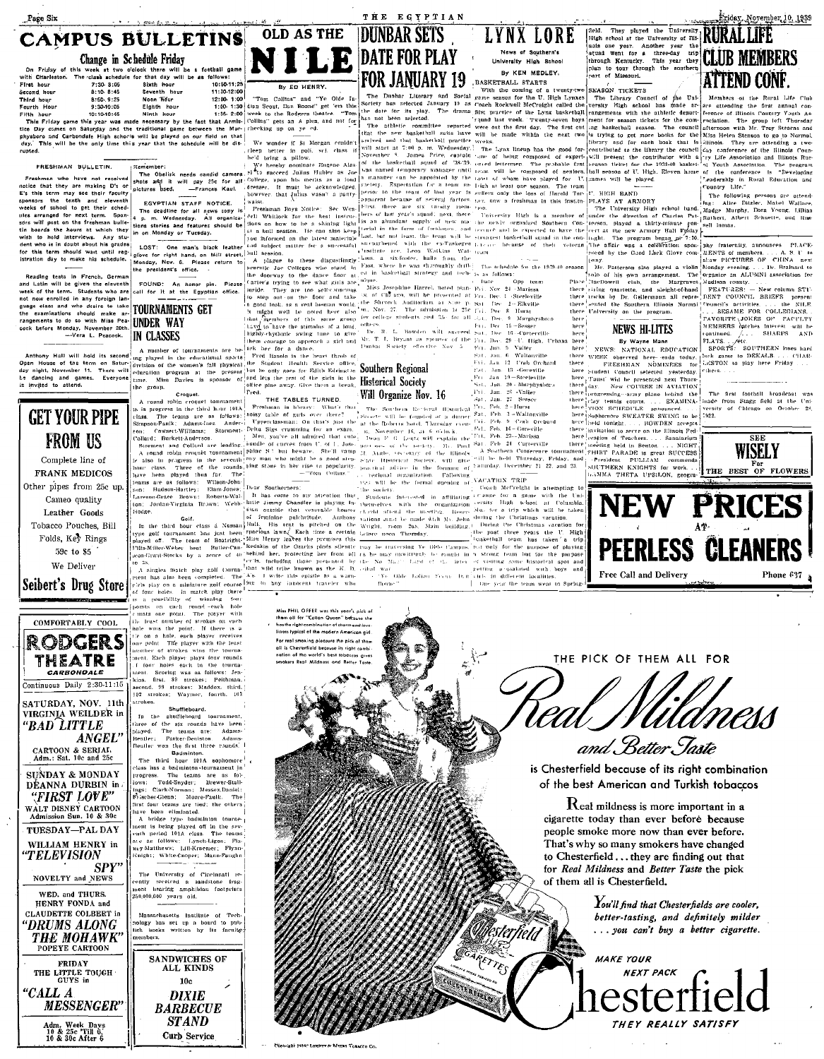# CAMPUS BULLETINS

## Change in Schedule Friday

On Friday of this week at two o'clock there will be a football game with Charleston. The class schedule for that day will be as follows:

| | | | |
|---|---|---|---|
| First hour | 7:30- 8:05 | Sixth hour | 10:50-11:25 |
| Second hour | 8:10- 8:45 | Seventh hour | 11:30-12:00 |
| Third hour | 8:50- 9:25 | Noon hour | 12:00- 1:00 |
| Fourth Hour | 9:30-10:05 | Eighth hour | 1:00- 1:30 |
| Fifth hour | 10:10-10:45 | Ninth hour | 1:35- 2:00 |

This Friday game this year was made necessary by the fact that Armistice Day comes on Saturday and the traditional game between the Murphysboro and Carbondale High schools will be played on our field on that day. This will be the only time this year that the schedule will be disrupted.

### FRESHMAN BULLETIN.

Freshmen who have not received notice that they are making D's or E's this term may see their faculty sponsors the tenth and eleventh weeks of school to get their schedules arranged for next term. Sponsors will post on the freshman bulletin boards the hours at which they wish to hold interviews. Any student who is in doubt about his grades for this term should wait until registration day to make his schedule.

Reading tests in French, German and Latin will be given the eleventh week of the term. Students who are not now enrolled in any foreign language class and who desire to take the examinations should make arrangements to do so with Miss Peacock before Monday, November 20th.
—Vera L. Peacock.

Anthony Hall will hold its second Open House of the term on Saturday night, November 11. There will be dancing and games. Everyone is invited to attend.

Remember:

The Obelisk needs candid camera shots and it will pay 25c for all pictures used. —Frances Kaul.

### EGYPTIAN STAFF NOTICE.

The deadline for all news copy is 4 p. m. Wednesday. All organizations stories and features should be in on Monday or Tuesday.

LOST: One man's black leather glove for right hand, on Mill street, Monday, Nov. 6. Please return to the president's office.

FOUND: An honor pin. Please call for it at the Egyptian office.

# TOURNAMENTS GET UNDER WAY IN CLASSES

A number of tournaments are being played in the educational sports division of the women's fall physical education program at the present time. Miss Davies is sponsor of the group.

**Croquet.**

A round robin croquet tournament is in progress in the third hour 101A class. The teams are as follows: Simpson-Pauli; Adams-Luce; Anderson; Cowsert-Williams; Storment-Collard; Burkett-Anderson.

Storment and Collard are leading. A round robin croquet tournament is also in progress in the seventh hour class. Three of the rounds have been played thus far. The teams are as follows: Wilson-Johnson; Hudson-Hartley; Elam-Jones; Lareano-Grace; Brown; Roberts-Walton; Jordan-Virginia Brown; Webb-Hodge.

**Golf.**

In the third hour class a Nassau type golf tournament has just been played off. The team of Boatright-Ellis-Miller-Weber beat Butler-Casper-Grant-Stocks by a score of 40 to 25.

A singles match play golf tournament has also been completed. The girls play on a miniature golf course of four holes. In match play there is a possibility of winning four points on each round—each hole counts one point. The player with the least number of strokes on each hole wins the point. If there is a tie on a hole, each player receives one point. The player with the least number of strokes wins the tournament. Each player plays four rounds of four holes in the tournament. Scoring was as follows: Jenkins, first, 89 strokes; Peithman, second, 99 strokes; Maddox, third, 102 strokes; Waymer, fourth, 103 strokes.

**Shuffleboard.**

In the shuffleboard tournament, three of the six rounds have been played. The teams are: Adams-Beutler; Parker-Denison; Adams-Beutler won the first three rounds.

**Badminton.**

The third hour 101A sophomore class has a badminton tournament in progress. The teams are as follows: Todd-Snyder; Brewer-Stallings; Clark-Norman; Messey-Daniel; Fischer-Glenn; Moore-Pauli. The first four teams are tied; the others have been eliminated.

A bridge type badminton tournament is being played off in the seventh period 101A class. The teams are as follows: Lynch-Ligon; Finley-Matthews; Lill-Kraemer; Flynn-Knight; White-Cooper; Mann-Faughn.

The University of Cincinnati recently received a sandstone fragment bearing amphibian footprints 250,000,000 years old.

Massachusetts Institute of Technology has set up a board to publish books written by its faculty members.

# OLD AS THE NILE

By ED HENRY.

"Tom Collins" and "Ye Olde Indian Scout, Dan Boone" get 'em this week to the Rodgers theatre. "Tom Collins" gets an A plus, and not for checking up on ye ed.

We wonder if Si Morgan couldn't sleep better in poli. sci. class if he'd bring a pillow.

We hereby nominate Eugene Alas to succeed Julius Hubler as Joe College, upon his merits as a loud dresser. It must be acknowledged, however that Julius wasn't a pantywaist.

Freshman Boys Notice: See Wendell Whitlock for the best instructions on how to be a shining light at a ball session. He can also keep you informed on the latest materials and subject matter for a successful bull session.

A plague to these disgustingly neurotic Joe Colleges who stand in the doorway to the dance floor at Carter's trying to see what girls are inside. They are too self-conscious to step out on the floor and take a good look as a real human would. It might well be noted here also that members of this same group have to have the stimulus of a loud, highly-rhythmic swing tune to give them courage to approach a girl and ask her for a dance.

Fred Basolo is the heart throb of the Student Health Service office, but he only goes for Edith Edrington and lets the rest of the girls in the office pine away. Give them a break, Fred.

### THE TABLES TURNED.

Freshman to Upper'er: What's that noisy table of girls over there?

Upperclassman: Oh that's just the Delta Sigs cramming for an exam.

Men, you've all admired that cute bundle of curves from U. of I. Josephine S? but beware. She'll vamp any man who might be a good stepping stone in her rise to popularity.
—Tom Collins.

Dear Southerners:

It has come to my attention that little Jimmy Chandler is playing the sissy outside that venerable house of feminine pulchritude. Anthony Hall. His tent is pitched on the spacious lawn. Each time a certain Miss Henry leaves the premises this Keekuk of the Ozarks plods silently behind her, protecting her from all perils, including those presented by that wild tribe known as the K. D. A's. I write this epistle as a warning to any innocent traveler who

# DUNBAR SETS DATE FOR PLAY FOR JANUARY 19

The Dunbar Literary and Social Society has selected January 19 as the date for its play. The drama has not been selected.

The athletic committee reported that the new basketball suits have arrived and that basketball practice will start at 7:00 p. m. Wednesday, November 8. James Price, captain of the basketball squad of '38-'39, was named temporary manager until a manager can be appointed by the society. Expectation for a team superior to the team of last year is apparent because of several factors. First, there are six varsity members of last year's squad; next, there is an abundant supply of new material in the form of freshmen; and last, but not least, the team will be strengthened with the ex-Tuskegee Institute star, Leon Watkins. Watkins, a six-footer, hails from the East where he was thoroughly drilled in basketball strategy and technique.

Miss Josephine Harrel, noted pianist of this area, will be presented at the Shryock Auditorium at 8:00 p. m., Nov. 27. The admission is 25c for college students and 35c for all others.

Mr. R. L. Bowden will succeed Mr. T. T. Bryant as sponsor of the Dunbar Society effective Nov. 5.

# Southern Regional Historical Society Will Organize Nov. 16

The Southern Regional Historical Society will be founded at a dinner at the Roberts hotel, Thursday evening, November 16, at 6 o'clock. Dean E. G. Lentz will explain the purposes of the society. Dr. Paul M. Angle, secretary of the Illinois State Historical Society, will give practical advice in the forming of a regional organization. Following this will be the formal opening of the society.

Students interested in affiliating themselves with the organization should attend the meeting. Reservations must be made with Mr. John Wright, room 208, Main building, before noon Thursday.

May be traversing Ye Olde Campus to so many snares as to result in the No Man's Land of the intervening way . . .

—Ye Olde Indian Scout, Dan Boone.

# LYNX LORE

News of Southern's University High School

By KEN MEDLEY.

### BASKETBALL STARTS

With the coming of a twenty-two game season for the U. High Lynxes, Coach Rockwell McCreight called the first practice of the Lynx basketball squad last week. Twenty-seven boys were out the first day. The first cut will be made within the next two weeks.

The Lynx lineup has the good fortune of being composed of experienced lettermen. The probable first team will be composed of seniors, most of whom have played for U. High at least one season. The team suffers only the loss of Harold Turner, now a freshman in this institution.

University High is a member of the newly organized Southern Conference and is expected to have the strongest basketball squad in the conference because of their veteran team.

The schedule for the 1939-40 season is as follows:

| Date | Opp. team | Place |
|---|---|---|
| Fri. Nov. 24 | -Marissa | there |
| Fri. Dec. 1 | -Steeleville | there |
| Sat. Dec. 2 | -Elkville | there |
| Fri. Dec. 8 | Hurst | there |
| Fri. Dec. 9 | Murphysboro | here |
| Fri. Dec. 15 | -Sesser | here |
| Sat. Dec. 16 | -Carterville | here |
| Fri. Dec. 29 | -U. High, Urbana | here |
| Fri. Jan. 5 | Valier | here |
| Sat. Jan. 6 | -Waltonville | there |
| Fri. Jan. 12 | -Crab Orchard | there |
| Sat. Jan. 13 | -Goreville | there |
| Fri. Jan. 19 | -Steeleville | here |
| Sat. Jan. 20 | -Murphysboro | there |
| Fri. Jan. 26 | -Valier | there |
| Sat. Jan. 27 | Sesser | there |
| Fri. Feb. 2 | -Hurst | here |
| Sat. Feb. 3 | -Waltonville | here |
| Fri. Feb. 9 | Crab Orchard | here |
| Fri. Feb. 16 | -Goreville | here |
| Fri. Feb. 23 | -Marissa | here |
| Sat. Feb. 24 | Carterville | there |

A Southern Conference tournament will be held Thursday, Friday, and Saturday, December 21, 22, and 23.

### VACATION TRIP

Coach McCreight is attempting to arrange for a game with the University High school at Columbia, Mo., for a trip which will be taken during the Christmas vacation.

During the Christmas vacation for the past three years the U. High basketball team has taken a trip not only for the purpose of playing a strong team but for the purpose of visiting some historical spot and getting acquainted with boys and girls in different localities.

One year the team went to Springfield. They played the University High school at the University of Illinois one year. Another year the squad went for a three-day trip through Kentucky. This year they plan to tour through the southern part of Missouri.

### SEASON TICKETS

The Library Council of the University High school has made arrangements with the athletic department for season tickets for the coming basketball season. The council is trying to get more books for the library and for each book that is contributed to the library the council will present the contributor with a season ticket for the 1939-40 basketball season of U. High. Eleven home games will be played.

### U. HIGH BAND PLAYS AT ARMORY

The University High school band, under the direction of Charles Paterson, played a thirty-minute concert at the new Armory Hall Friday night. The program began at 7:30. The affair was a celebration sponsored by the Good Luck Glove company.

Mr. Patterson also played a violin solo of his own arrangement. The Chardowell club, the Margraves string quartette, and sleight-of-hand tricks by Dr. Gellermann all represented the Southern Illinois Normal University on the program.

# NEWS HI-LITES

By Wayne Mann

NEWS: NATIONAL EDUCATION WEEK observed here—ends today. . . . FRESHMAN NOMINEES for Student Council selected yesterday. . . . "Faust" will be presented next Thursday. . . . NEW COURSE IN AVIATION progressing—army plane behind the clay tennis courts. . . . EXAMINATION SCHEDULE announced. . . . Sophomore SWEATER SWING to be held tonight. . . . BOWDEN accepts invitation to serve on the Illinois Federation of Teachers. . . . Sanatorium meeting held in Benton. . . . NIGHT SHIRT PARADE is great SUCCESS. . . . President PULLIAM commends SOUTHERN KNIGHTS for work. . . . GAMMA THETA UPSILON, geography fraternity, announces . . . PLACEMENTS of members . . . A. S. U. to show PICTURES OF CHINA next Monday evening . . . Dr. Bruhnard to organize an ALUMNI association for Madison county.

FEATURES: — New column STUDENT COUNCIL BRIEFS presents Council's activities . . . the NILE . . . SESAME FOR COLLEGIANS. . . FAVORITE JOKES OF FACULTY MEMBERS . . . Watches interest will be continued . . . SHARPS AND FLATS . . . etc.

SPORTS: SOUTHERN loses hard luck game to DEKALB . . . CHARLESTON to play here Friday . . . others . . .

The first football broadcast was made from Stagg field at the University of Chicago on October 28, 1922.

# RURAL LIFE CLUB MEMBERS ATTEND CONF.

Members of the Rural Life Club are attending the first annual conference of Illinois Country Youth Association. The group left Thursday afternoon with Mr. Troy Stearns and Miss Helen Stenson to go to Normal, Illinois. They are attending a two-day conference of the Illinois Country Life Association and Illinois Rural Youth Association. The program of the conference is "Developing Leadership in Rural Education and Country Life."

The following persons are attending: Alice Ditzler, Mabel Wallace, Madge Murphy, Dora Young, Lillian Ruthert, Albert Schuette, and Russell Inman.

---

# GET YOUR PIPE FROM US

Complete line of FRANK MEDICOS

Other pipes from 25c up.

Cameo quality Leather Goods

Tobacco Pouches, Bill Folds, Key Rings 59c to $5

We Deliver

**Seibert's Drug Store**

---

COMFORTABLY COOL

# RODGERS THEATRE

CARBONDALE

Continuous Daily 2:30-11:15

SATURDAY, NOV. 11th
VIRGINIA WEILDER in
*"BAD LITTLE ANGEL"*
CARTOON & SERIAL
Adm.: Sat. 10c and 25c

SUNDAY & MONDAY
DEANNA DURBIN in
*"FIRST LOVE"*
WALT DISNEY CARTOON
Admission Sun. 10 & 30c

TUESDAY—PAL DAY
WILLIAM HENRY in
*"TELEVISION SPY"*
NOVELTY and NEWS

WED. and THURS.
HENRY FONDA and
CLAUDETTE COLBERT in
*"DRUMS ALONG THE MOHAWK"*
POPEYE CARTOON

FRIDAY
THE LITTLE TOUGH GUYS in
*"CALL A MESSENGER"*

Adm. Week Days 10 & 25c 'Till 6, 10 & 30c After 6

---

SANDWICHES OF ALL KINDS

10c

*DIXIE BARBECUE STAND*

Curb Service

---

SEE **WISELY** For THE BEST OF FLOWERS

---

# NEW PRICES AT PEERLESS CLEANERS

Free Call and Delivery — Phone 637

---

Miss PHIL OFFER was this year's pick of them all for "Cotton Queen" because she has the right combination of charm and loveliness typical of the modern American girl.

For real smoking pleasure the pick of them all is Chesterfield because its right combination of the world's best tobaccos gives smokers Real Mildness and Better Taste.

THE PICK OF THEM ALL FOR

*Real Mildness and Better Taste*

is Chesterfield because of its right combination of the best American and Turkish tobaccos

Real mildness is more important in a cigarette today than ever before because people smoke more now than ever before. That's why so many smokers have changed to Chesterfield . . . they are finding out that for *Real Mildness* and *Better Taste* the pick of them all is Chesterfield.

*You'll find that Chesterfields are cooler, better-tasting, and definitely milder . . . you can't buy a better cigarette.*

MAKE YOUR NEXT PACK

# Chesterfield

THEY REALLY SATISFY

Copyright 1939, Liggett & Myers Tobacco Co.